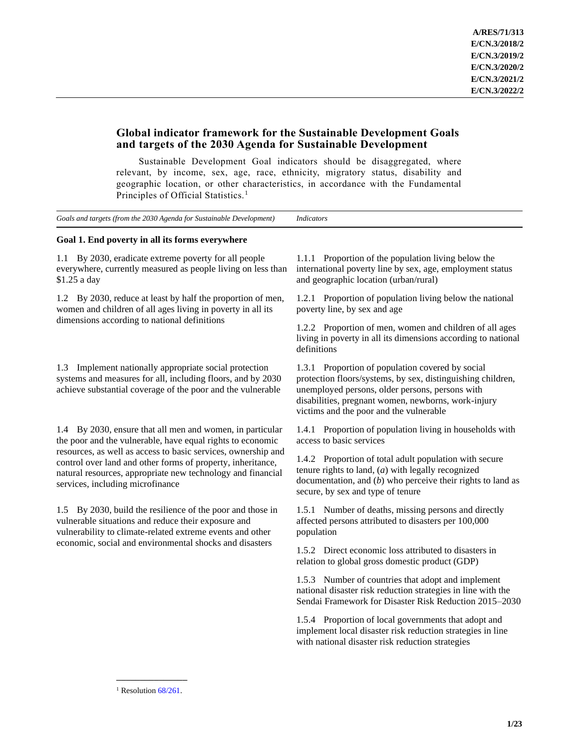A/RES/71/313
E/CN.3/2018/2
E/CN.3/2019/2
E/CN.3/2020/2
E/CN.3/2021/2
E/CN.3/2022/2

# Global indicator framework for the Sustainable Development Goals and targets of the 2030 Agenda for Sustainable Development

Sustainable Development Goal indicators should be disaggregated, where relevant, by income, sex, age, race, ethnicity, migratory status, disability and geographic location, or other characteristics, in accordance with the Fundamental Principles of Official Statistics.[1]

| *Goals and targets (from the 2030 Agenda for Sustainable Development)* | *Indicators* |
|---|---|
| **Goal 1. End poverty in all its forms everywhere** | |
| 1.1 By 2030, eradicate extreme poverty for all people everywhere, currently measured as people living on less than $1.25 a day | 1.1.1 Proportion of the population living below the international poverty line by sex, age, employment status and geographic location (urban/rural) |
| 1.2 By 2030, reduce at least by half the proportion of men, women and children of all ages living in poverty in all its dimensions according to national definitions | 1.2.1 Proportion of population living below the national poverty line, by sex and age |
| | 1.2.2 Proportion of men, women and children of all ages living in poverty in all its dimensions according to national definitions |
| 1.3 Implement nationally appropriate social protection systems and measures for all, including floors, and by 2030 achieve substantial coverage of the poor and the vulnerable | 1.3.1 Proportion of population covered by social protection floors/systems, by sex, distinguishing children, unemployed persons, older persons, persons with disabilities, pregnant women, newborns, work-injury victims and the poor and the vulnerable |
| 1.4 By 2030, ensure that all men and women, in particular the poor and the vulnerable, have equal rights to economic resources, as well as access to basic services, ownership and control over land and other forms of property, inheritance, natural resources, appropriate new technology and financial services, including microfinance | 1.4.1 Proportion of population living in households with access to basic services |
| | 1.4.2 Proportion of total adult population with secure tenure rights to land, (*a*) with legally recognized documentation, and (*b*) who perceive their rights to land as secure, by sex and type of tenure |
| 1.5 By 2030, build the resilience of the poor and those in vulnerable situations and reduce their exposure and vulnerability to climate-related extreme events and other economic, social and environmental shocks and disasters | 1.5.1 Number of deaths, missing persons and directly affected persons attributed to disasters per 100,000 population |
| | 1.5.2 Direct economic loss attributed to disasters in relation to global gross domestic product (GDP) |
| | 1.5.3 Number of countries that adopt and implement national disaster risk reduction strategies in line with the Sendai Framework for Disaster Risk Reduction 2015–2030 |
| | 1.5.4 Proportion of local governments that adopt and implement local disaster risk reduction strategies in line with national disaster risk reduction strategies |

[1] Resolution 68/261.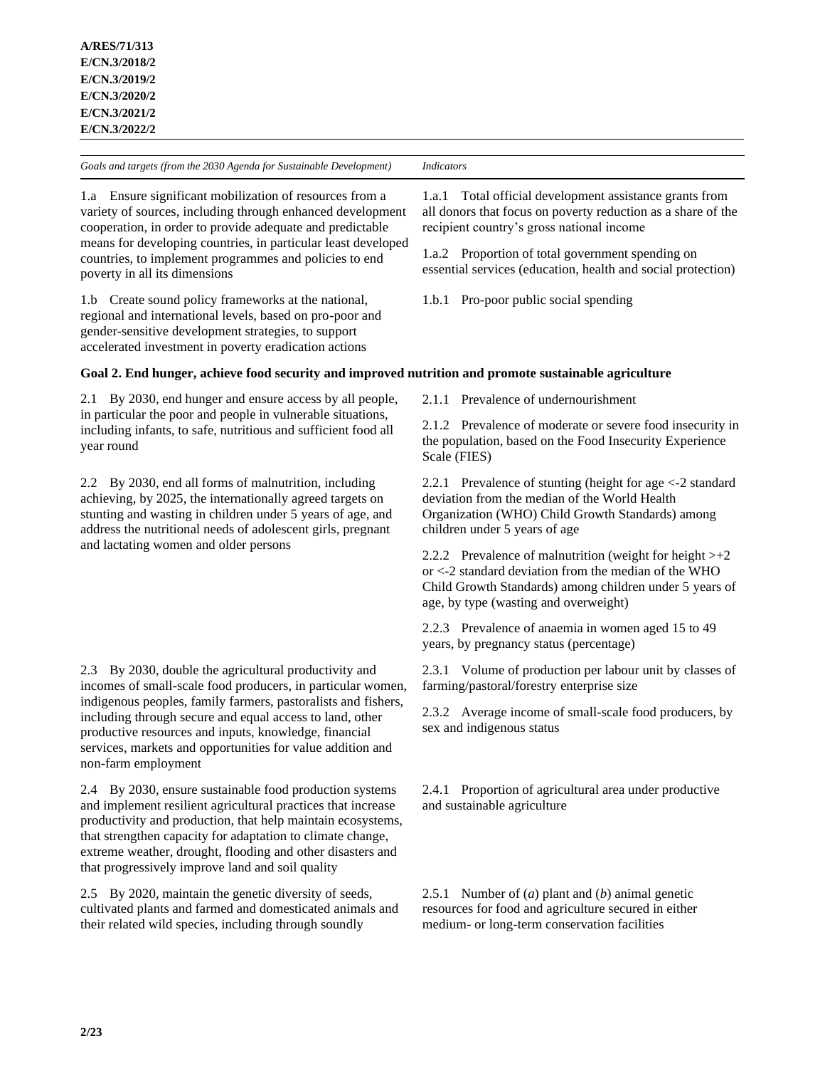| Goals and targets (from the 2030 Agenda for Sustainable Development) | Indicators |
|---|---|
| 1.a Ensure significant mobilization of resources from a variety of sources, including through enhanced development cooperation, in order to provide adequate and predictable means for developing countries, in particular least developed countries, to implement programmes and policies to end poverty in all its dimensions | 1.a.1 Total official development assistance grants from all donors that focus on poverty reduction as a share of the recipient country's gross national income<br><br>1.a.2 Proportion of total government spending on essential services (education, health and social protection) |
| 1.b Create sound policy frameworks at the national, regional and international levels, based on pro-poor and gender-sensitive development strategies, to support accelerated investment in poverty eradication actions | 1.b.1 Pro-poor public social spending |
| **Goal 2. End hunger, achieve food security and improved nutrition and promote sustainable agriculture** | |
| 2.1 By 2030, end hunger and ensure access by all people, in particular the poor and people in vulnerable situations, including infants, to safe, nutritious and sufficient food all year round | 2.1.1 Prevalence of undernourishment<br><br>2.1.2 Prevalence of moderate or severe food insecurity in the population, based on the Food Insecurity Experience Scale (FIES) |
| 2.2 By 2030, end all forms of malnutrition, including achieving, by 2025, the internationally agreed targets on stunting and wasting in children under 5 years of age, and address the nutritional needs of adolescent girls, pregnant and lactating women and older persons | 2.2.1 Prevalence of stunting (height for age <-2 standard deviation from the median of the World Health Organization (WHO) Child Growth Standards) among children under 5 years of age<br><br>2.2.2 Prevalence of malnutrition (weight for height >+2 or <-2 standard deviation from the median of the WHO Child Growth Standards) among children under 5 years of age, by type (wasting and overweight)<br><br>2.2.3 Prevalence of anaemia in women aged 15 to 49 years, by pregnancy status (percentage) |
| 2.3 By 2030, double the agricultural productivity and incomes of small-scale food producers, in particular women, indigenous peoples, family farmers, pastoralists and fishers, including through secure and equal access to land, other productive resources and inputs, knowledge, financial services, markets and opportunities for value addition and non-farm employment | 2.3.1 Volume of production per labour unit by classes of farming/pastoral/forestry enterprise size<br><br>2.3.2 Average income of small-scale food producers, by sex and indigenous status |
| 2.4 By 2030, ensure sustainable food production systems and implement resilient agricultural practices that increase productivity and production, that help maintain ecosystems, that strengthen capacity for adaptation to climate change, extreme weather, drought, flooding and other disasters and that progressively improve land and soil quality | 2.4.1 Proportion of agricultural area under productive and sustainable agriculture |
| 2.5 By 2020, maintain the genetic diversity of seeds, cultivated plants and farmed and domesticated animals and their related wild species, including through soundly | 2.5.1 Number of (*a*) plant and (*b*) animal genetic resources for food and agriculture secured in either medium- or long-term conservation facilities |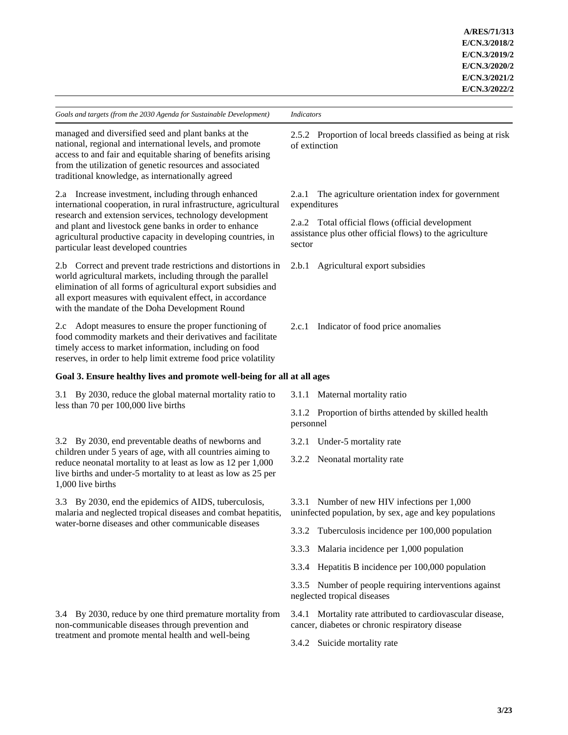| *Goals and targets (from the 2030 Agenda for Sustainable Development)* | *Indicators* |
|---|---|
| managed and diversified seed and plant banks at the national, regional and international levels, and promote access to and fair and equitable sharing of benefits arising from the utilization of genetic resources and associated traditional knowledge, as internationally agreed | 2.5.2 Proportion of local breeds classified as being at risk of extinction |
| 2.a Increase investment, including through enhanced international cooperation, in rural infrastructure, agricultural research and extension services, technology development and plant and livestock gene banks in order to enhance agricultural productive capacity in developing countries, in particular least developed countries | 2.a.1 The agriculture orientation index for government expenditures<br><br>2.a.2 Total official flows (official development assistance plus other official flows) to the agriculture sector |
| 2.b Correct and prevent trade restrictions and distortions in world agricultural markets, including through the parallel elimination of all forms of agricultural export subsidies and all export measures with equivalent effect, in accordance with the mandate of the Doha Development Round | 2.b.1 Agricultural export subsidies |
| 2.c Adopt measures to ensure the proper functioning of food commodity markets and their derivatives and facilitate timely access to market information, including on food reserves, in order to help limit extreme food price volatility | 2.c.1 Indicator of food price anomalies |
| **Goal 3. Ensure healthy lives and promote well-being for all at all ages** | |
| 3.1 By 2030, reduce the global maternal mortality ratio to less than 70 per 100,000 live births | 3.1.1 Maternal mortality ratio<br><br>3.1.2 Proportion of births attended by skilled health personnel |
| 3.2 By 2030, end preventable deaths of newborns and children under 5 years of age, with all countries aiming to reduce neonatal mortality to at least as low as 12 per 1,000 live births and under-5 mortality to at least as low as 25 per 1,000 live births | 3.2.1 Under-5 mortality rate<br><br>3.2.2 Neonatal mortality rate |
| 3.3 By 2030, end the epidemics of AIDS, tuberculosis, malaria and neglected tropical diseases and combat hepatitis, water-borne diseases and other communicable diseases | 3.3.1 Number of new HIV infections per 1,000 uninfected population, by sex, age and key populations<br><br>3.3.2 Tuberculosis incidence per 100,000 population<br><br>3.3.3 Malaria incidence per 1,000 population<br><br>3.3.4 Hepatitis B incidence per 100,000 population<br><br>3.3.5 Number of people requiring interventions against neglected tropical diseases |
| 3.4 By 2030, reduce by one third premature mortality from non-communicable diseases through prevention and treatment and promote mental health and well-being | 3.4.1 Mortality rate attributed to cardiovascular disease, cancer, diabetes or chronic respiratory disease<br><br>3.4.2 Suicide mortality rate |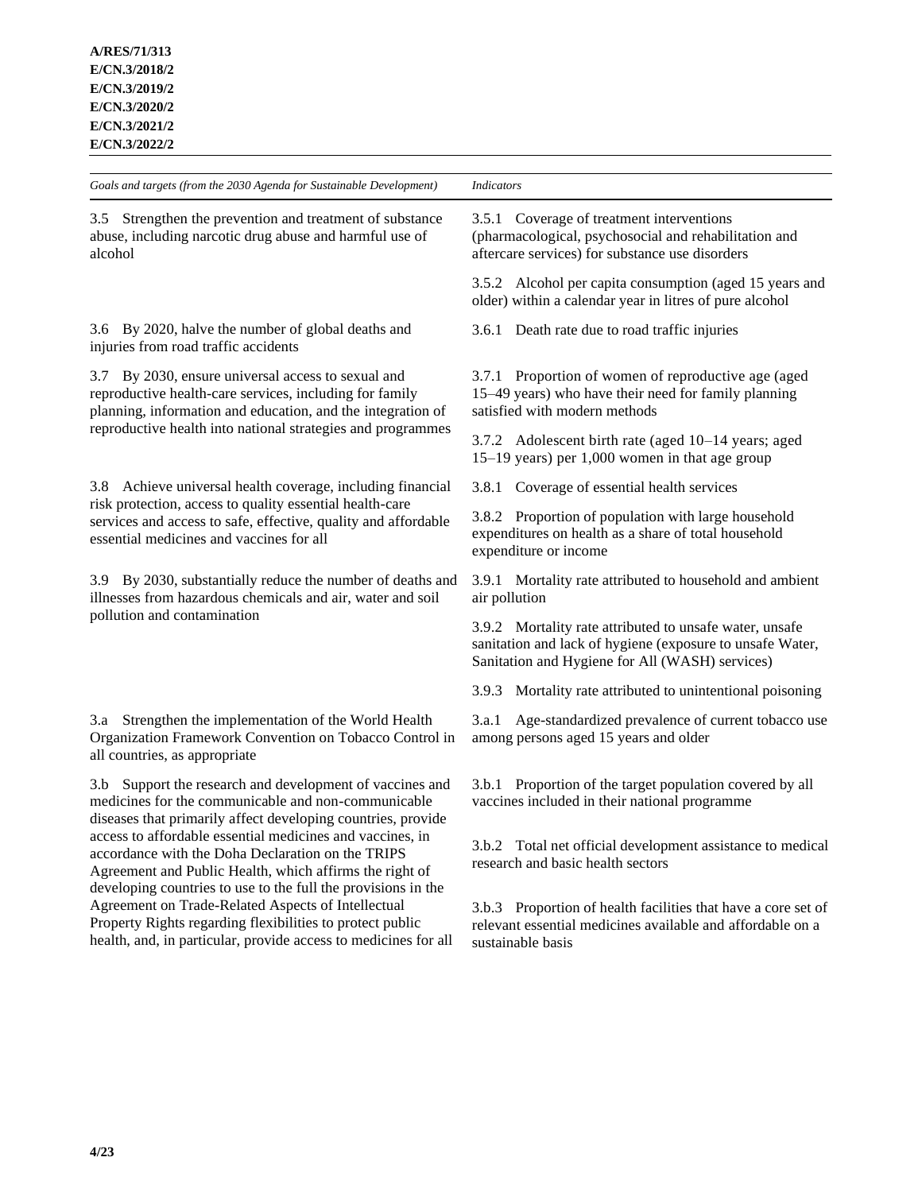| *Goals and targets (from the 2030 Agenda for Sustainable Development)* | *Indicators* |
|---|---|
| 3.5 Strengthen the prevention and treatment of substance abuse, including narcotic drug abuse and harmful use of alcohol | 3.5.1 Coverage of treatment interventions (pharmacological, psychosocial and rehabilitation and aftercare services) for substance use disorders |
| | 3.5.2 Alcohol per capita consumption (aged 15 years and older) within a calendar year in litres of pure alcohol |
| 3.6 By 2020, halve the number of global deaths and injuries from road traffic accidents | 3.6.1 Death rate due to road traffic injuries |
| 3.7 By 2030, ensure universal access to sexual and reproductive health-care services, including for family planning, information and education, and the integration of reproductive health into national strategies and programmes | 3.7.1 Proportion of women of reproductive age (aged 15–49 years) who have their need for family planning satisfied with modern methods |
| | 3.7.2 Adolescent birth rate (aged 10–14 years; aged 15–19 years) per 1,000 women in that age group |
| 3.8 Achieve universal health coverage, including financial risk protection, access to quality essential health-care services and access to safe, effective, quality and affordable essential medicines and vaccines for all | 3.8.1 Coverage of essential health services |
| | 3.8.2 Proportion of population with large household expenditures on health as a share of total household expenditure or income |
| 3.9 By 2030, substantially reduce the number of deaths and illnesses from hazardous chemicals and air, water and soil pollution and contamination | 3.9.1 Mortality rate attributed to household and ambient air pollution |
| | 3.9.2 Mortality rate attributed to unsafe water, unsafe sanitation and lack of hygiene (exposure to unsafe Water, Sanitation and Hygiene for All (WASH) services) |
| | 3.9.3 Mortality rate attributed to unintentional poisoning |
| 3.a Strengthen the implementation of the World Health Organization Framework Convention on Tobacco Control in all countries, as appropriate | 3.a.1 Age-standardized prevalence of current tobacco use among persons aged 15 years and older |
| 3.b Support the research and development of vaccines and medicines for the communicable and non-communicable diseases that primarily affect developing countries, provide access to affordable essential medicines and vaccines, in accordance with the Doha Declaration on the TRIPS Agreement and Public Health, which affirms the right of developing countries to use to the full the provisions in the Agreement on Trade-Related Aspects of Intellectual Property Rights regarding flexibilities to protect public health, and, in particular, provide access to medicines for all | 3.b.1 Proportion of the target population covered by all vaccines included in their national programme |
| | 3.b.2 Total net official development assistance to medical research and basic health sectors |
| | 3.b.3 Proportion of health facilities that have a core set of relevant essential medicines available and affordable on a sustainable basis |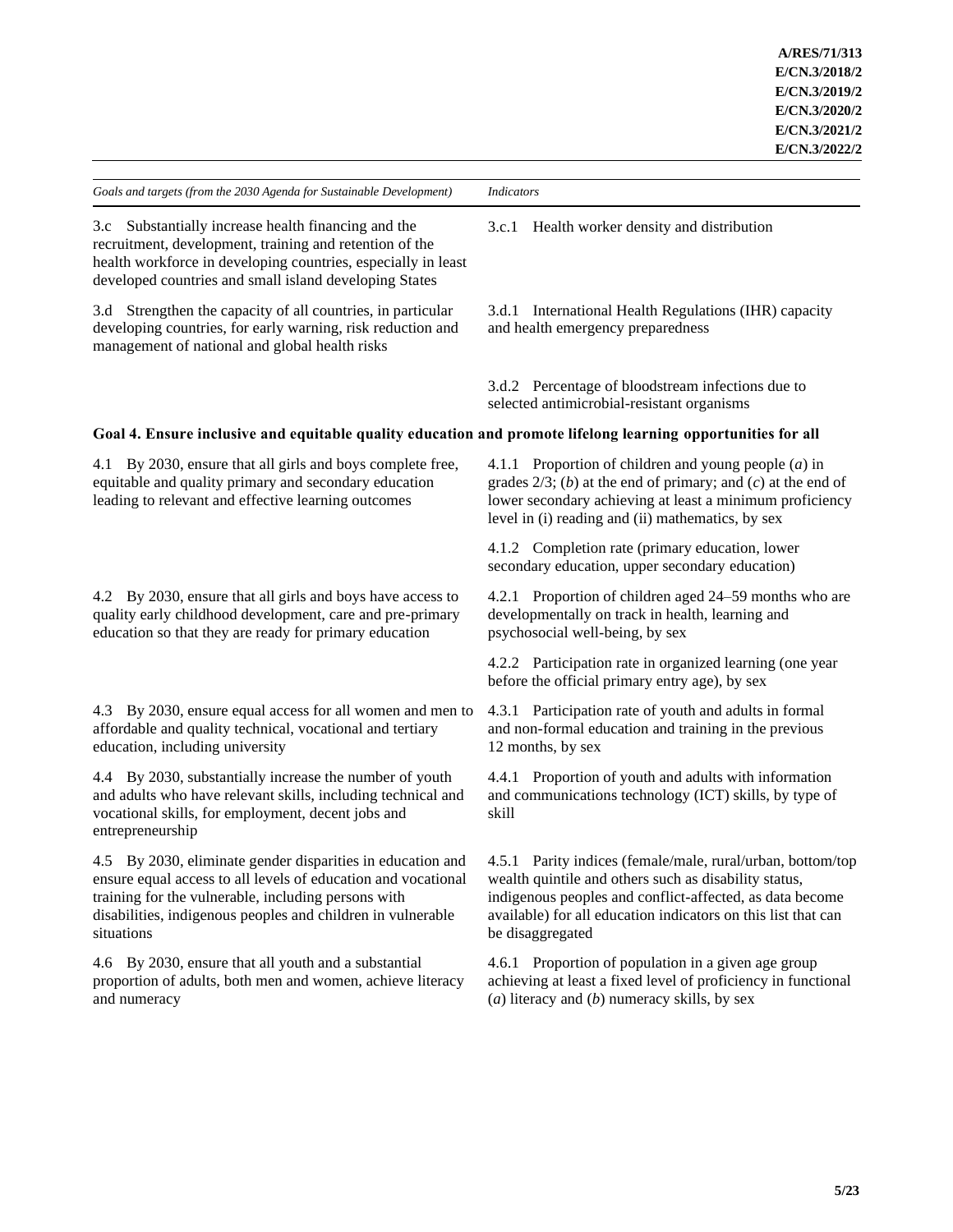| *Goals and targets (from the 2030 Agenda for Sustainable Development)* | *Indicators* |
| --- | --- |
| 3.c Substantially increase health financing and the recruitment, development, training and retention of the health workforce in developing countries, especially in least developed countries and small island developing States | 3.c.1 Health worker density and distribution |
| 3.d Strengthen the capacity of all countries, in particular developing countries, for early warning, risk reduction and management of national and global health risks | 3.d.1 International Health Regulations (IHR) capacity and health emergency preparedness |
| | 3.d.2 Percentage of bloodstream infections due to selected antimicrobial-resistant organisms |
| **Goal 4. Ensure inclusive and equitable quality education and promote lifelong learning opportunities for all** | |
| 4.1 By 2030, ensure that all girls and boys complete free, equitable and quality primary and secondary education leading to relevant and effective learning outcomes | 4.1.1 Proportion of children and young people (*a*) in grades 2/3; (*b*) at the end of primary; and (*c*) at the end of lower secondary achieving at least a minimum proficiency level in (i) reading and (ii) mathematics, by sex |
| | 4.1.2 Completion rate (primary education, lower secondary education, upper secondary education) |
| 4.2 By 2030, ensure that all girls and boys have access to quality early childhood development, care and pre-primary education so that they are ready for primary education | 4.2.1 Proportion of children aged 24–59 months who are developmentally on track in health, learning and psychosocial well-being, by sex |
| | 4.2.2 Participation rate in organized learning (one year before the official primary entry age), by sex |
| 4.3 By 2030, ensure equal access for all women and men to affordable and quality technical, vocational and tertiary education, including university | 4.3.1 Participation rate of youth and adults in formal and non-formal education and training in the previous 12 months, by sex |
| 4.4 By 2030, substantially increase the number of youth and adults who have relevant skills, including technical and vocational skills, for employment, decent jobs and entrepreneurship | 4.4.1 Proportion of youth and adults with information and communications technology (ICT) skills, by type of skill |
| 4.5 By 2030, eliminate gender disparities in education and ensure equal access to all levels of education and vocational training for the vulnerable, including persons with disabilities, indigenous peoples and children in vulnerable situations | 4.5.1 Parity indices (female/male, rural/urban, bottom/top wealth quintile and others such as disability status, indigenous peoples and conflict-affected, as data become available) for all education indicators on this list that can be disaggregated |
| 4.6 By 2030, ensure that all youth and a substantial proportion of adults, both men and women, achieve literacy and numeracy | 4.6.1 Proportion of population in a given age group achieving at least a fixed level of proficiency in functional (*a*) literacy and (*b*) numeracy skills, by sex |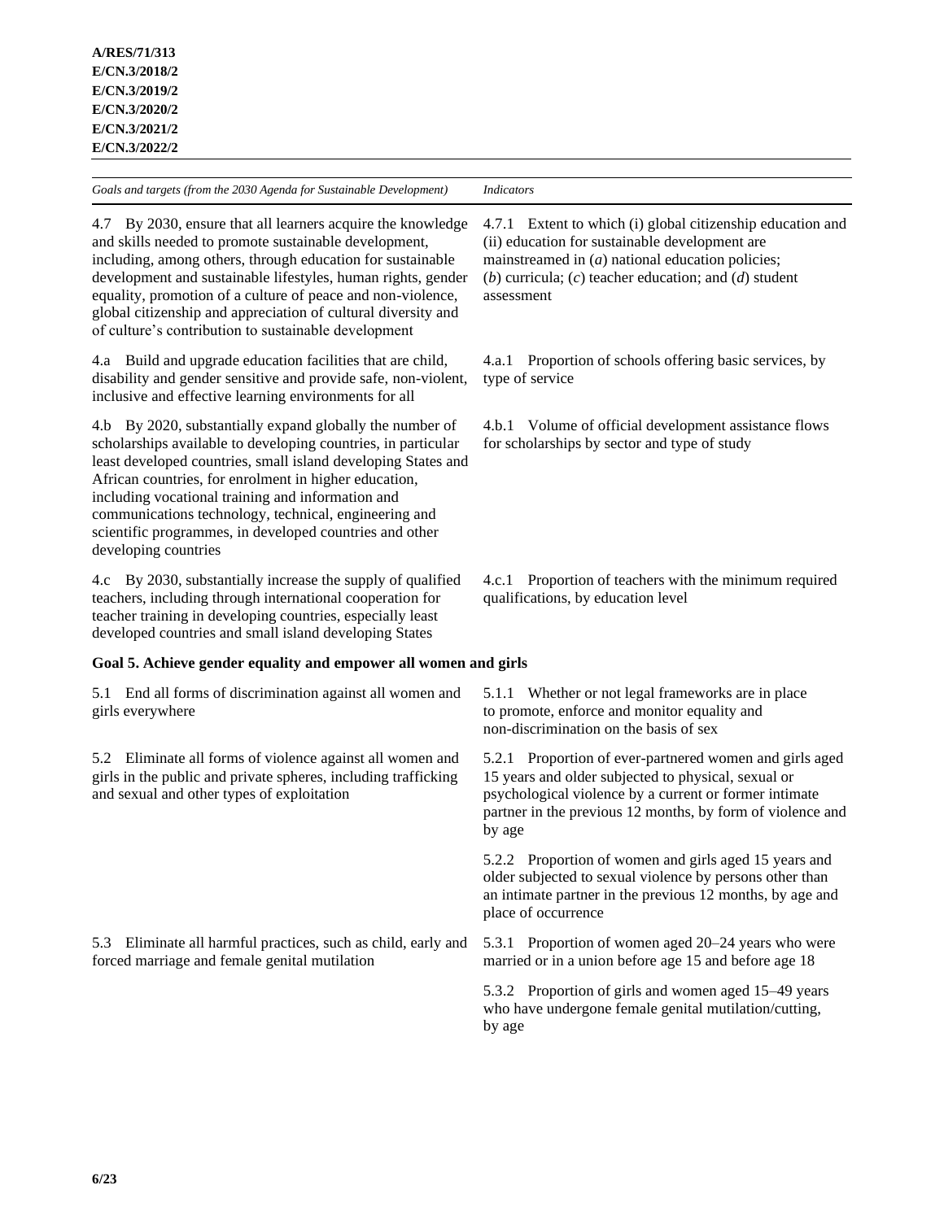| *Goals and targets (from the 2030 Agenda for Sustainable Development)* | *Indicators* |
|---|---|
| 4.7 By 2030, ensure that all learners acquire the knowledge and skills needed to promote sustainable development, including, among others, through education for sustainable development and sustainable lifestyles, human rights, gender equality, promotion of a culture of peace and non-violence, global citizenship and appreciation of cultural diversity and of culture's contribution to sustainable development | 4.7.1 Extent to which (i) global citizenship education and (ii) education for sustainable development are mainstreamed in (*a*) national education policies; (*b*) curricula; (*c*) teacher education; and (*d*) student assessment |
| 4.a Build and upgrade education facilities that are child, disability and gender sensitive and provide safe, non-violent, inclusive and effective learning environments for all | 4.a.1 Proportion of schools offering basic services, by type of service |
| 4.b By 2020, substantially expand globally the number of scholarships available to developing countries, in particular least developed countries, small island developing States and African countries, for enrolment in higher education, including vocational training and information and communications technology, technical, engineering and scientific programmes, in developed countries and other developing countries | 4.b.1 Volume of official development assistance flows for scholarships by sector and type of study |
| 4.c By 2030, substantially increase the supply of qualified teachers, including through international cooperation for teacher training in developing countries, especially least developed countries and small island developing States | 4.c.1 Proportion of teachers with the minimum required qualifications, by education level |
| **Goal 5. Achieve gender equality and empower all women and girls** | |
| 5.1 End all forms of discrimination against all women and girls everywhere | 5.1.1 Whether or not legal frameworks are in place to promote, enforce and monitor equality and non-discrimination on the basis of sex |
| 5.2 Eliminate all forms of violence against all women and girls in the public and private spheres, including trafficking and sexual and other types of exploitation | 5.2.1 Proportion of ever-partnered women and girls aged 15 years and older subjected to physical, sexual or psychological violence by a current or former intimate partner in the previous 12 months, by form of violence and by age |
| | 5.2.2 Proportion of women and girls aged 15 years and older subjected to sexual violence by persons other than an intimate partner in the previous 12 months, by age and place of occurrence |
| 5.3 Eliminate all harmful practices, such as child, early and forced marriage and female genital mutilation | 5.3.1 Proportion of women aged 20–24 years who were married or in a union before age 15 and before age 18 |
| | 5.3.2 Proportion of girls and women aged 15–49 years who have undergone female genital mutilation/cutting, by age |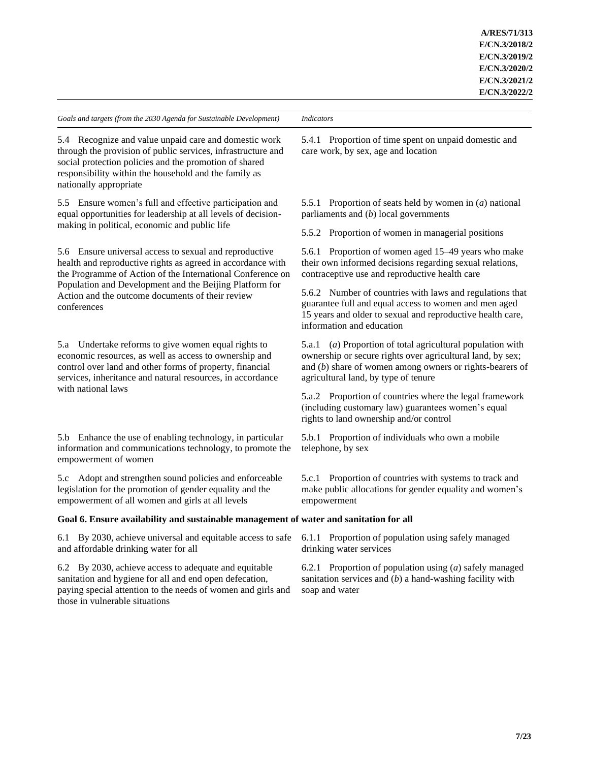| *Goals and targets (from the 2030 Agenda for Sustainable Development)* | *Indicators* |
|---|---|
| 5.4 Recognize and value unpaid care and domestic work through the provision of public services, infrastructure and social protection policies and the promotion of shared responsibility within the household and the family as nationally appropriate | 5.4.1 Proportion of time spent on unpaid domestic and care work, by sex, age and location |
| 5.5 Ensure women's full and effective participation and equal opportunities for leadership at all levels of decision-making in political, economic and public life | 5.5.1 Proportion of seats held by women in (*a*) national parliaments and (*b*) local governments |
| | 5.5.2 Proportion of women in managerial positions |
| 5.6 Ensure universal access to sexual and reproductive health and reproductive rights as agreed in accordance with the Programme of Action of the International Conference on Population and Development and the Beijing Platform for Action and the outcome documents of their review conferences | 5.6.1 Proportion of women aged 15–49 years who make their own informed decisions regarding sexual relations, contraceptive use and reproductive health care |
| | 5.6.2 Number of countries with laws and regulations that guarantee full and equal access to women and men aged 15 years and older to sexual and reproductive health care, information and education |
| 5.a Undertake reforms to give women equal rights to economic resources, as well as access to ownership and control over land and other forms of property, financial services, inheritance and natural resources, in accordance with national laws | 5.a.1 (*a*) Proportion of total agricultural population with ownership or secure rights over agricultural land, by sex; and (*b*) share of women among owners or rights-bearers of agricultural land, by type of tenure |
| | 5.a.2 Proportion of countries where the legal framework (including customary law) guarantees women's equal rights to land ownership and/or control |
| 5.b Enhance the use of enabling technology, in particular information and communications technology, to promote the empowerment of women | 5.b.1 Proportion of individuals who own a mobile telephone, by sex |
| 5.c Adopt and strengthen sound policies and enforceable legislation for the promotion of gender equality and the empowerment of all women and girls at all levels | 5.c.1 Proportion of countries with systems to track and make public allocations for gender equality and women's empowerment |
| **Goal 6. Ensure availability and sustainable management of water and sanitation for all** | |
| 6.1 By 2030, achieve universal and equitable access to safe and affordable drinking water for all | 6.1.1 Proportion of population using safely managed drinking water services |
| 6.2 By 2030, achieve access to adequate and equitable sanitation and hygiene for all and end open defecation, paying special attention to the needs of women and girls and those in vulnerable situations | 6.2.1 Proportion of population using (*a*) safely managed sanitation services and (*b*) a hand-washing facility with soap and water |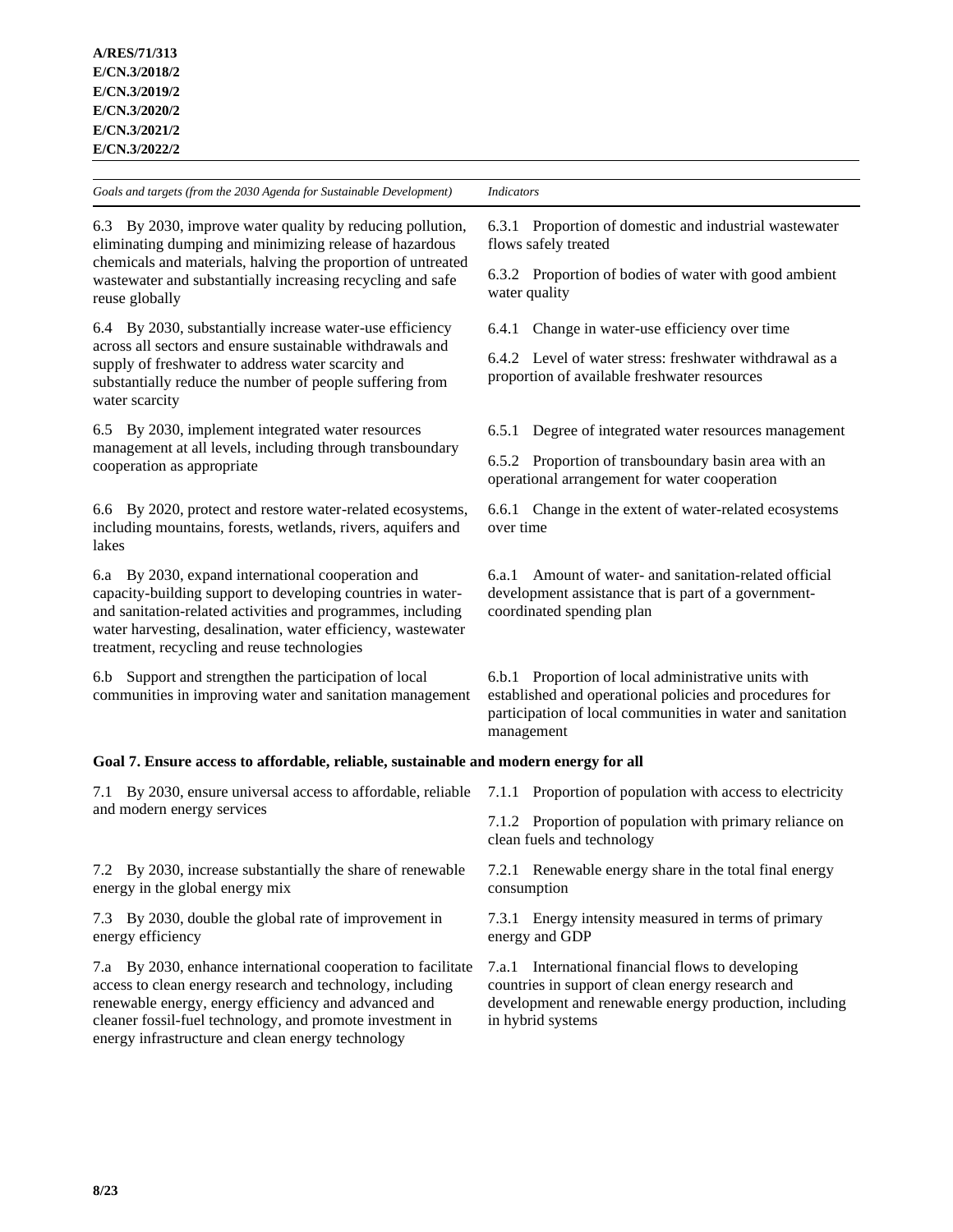| *Goals and targets (from the 2030 Agenda for Sustainable Development)* | *Indicators* |
|---|---|
| 6.3 By 2030, improve water quality by reducing pollution, eliminating dumping and minimizing release of hazardous chemicals and materials, halving the proportion of untreated wastewater and substantially increasing recycling and safe reuse globally | 6.3.1 Proportion of domestic and industrial wastewater flows safely treated<br><br>6.3.2 Proportion of bodies of water with good ambient water quality |
| 6.4 By 2030, substantially increase water-use efficiency across all sectors and ensure sustainable withdrawals and supply of freshwater to address water scarcity and substantially reduce the number of people suffering from water scarcity | 6.4.1 Change in water-use efficiency over time<br><br>6.4.2 Level of water stress: freshwater withdrawal as a proportion of available freshwater resources |
| 6.5 By 2030, implement integrated water resources management at all levels, including through transboundary cooperation as appropriate | 6.5.1 Degree of integrated water resources management<br><br>6.5.2 Proportion of transboundary basin area with an operational arrangement for water cooperation |
| 6.6 By 2020, protect and restore water-related ecosystems, including mountains, forests, wetlands, rivers, aquifers and lakes | 6.6.1 Change in the extent of water-related ecosystems over time |
| 6.a By 2030, expand international cooperation and capacity-building support to developing countries in water- and sanitation-related activities and programmes, including water harvesting, desalination, water efficiency, wastewater treatment, recycling and reuse technologies | 6.a.1 Amount of water- and sanitation-related official development assistance that is part of a government-coordinated spending plan |
| 6.b Support and strengthen the participation of local communities in improving water and sanitation management | 6.b.1 Proportion of local administrative units with established and operational policies and procedures for participation of local communities in water and sanitation management |
| **Goal 7. Ensure access to affordable, reliable, sustainable and modern energy for all** | |
| 7.1 By 2030, ensure universal access to affordable, reliable and modern energy services | 7.1.1 Proportion of population with access to electricity<br><br>7.1.2 Proportion of population with primary reliance on clean fuels and technology |
| 7.2 By 2030, increase substantially the share of renewable energy in the global energy mix | 7.2.1 Renewable energy share in the total final energy consumption |
| 7.3 By 2030, double the global rate of improvement in energy efficiency | 7.3.1 Energy intensity measured in terms of primary energy and GDP |
| 7.a By 2030, enhance international cooperation to facilitate access to clean energy research and technology, including renewable energy, energy efficiency and advanced and cleaner fossil-fuel technology, and promote investment in energy infrastructure and clean energy technology | 7.a.1 International financial flows to developing countries in support of clean energy research and development and renewable energy production, including in hybrid systems |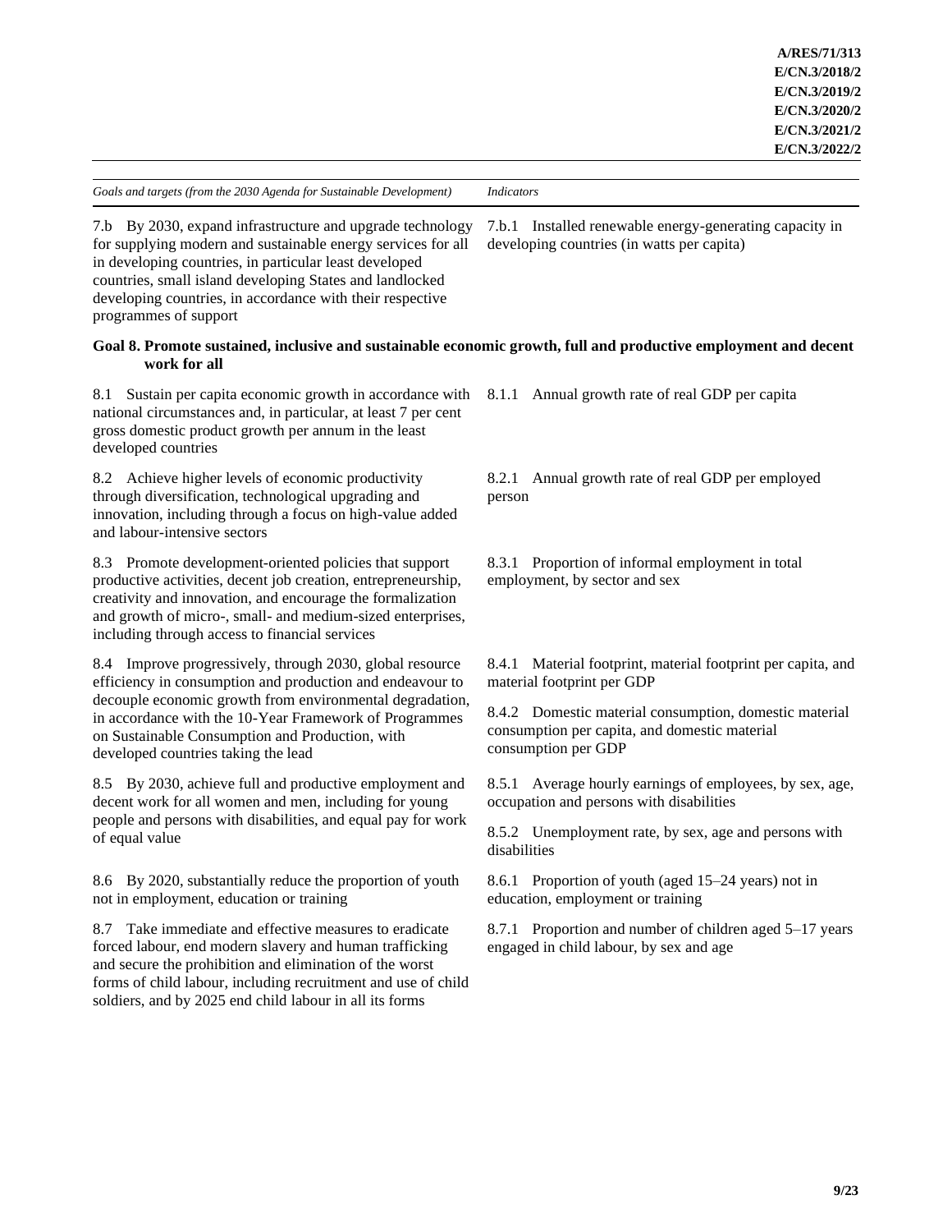| *Goals and targets (from the 2030 Agenda for Sustainable Development)* | *Indicators* |
|---|---|
| 7.b By 2030, expand infrastructure and upgrade technology for supplying modern and sustainable energy services for all in developing countries, in particular least developed countries, small island developing States and landlocked developing countries, in accordance with their respective programmes of support | 7.b.1 Installed renewable energy-generating capacity in developing countries (in watts per capita) |
| **Goal 8. Promote sustained, inclusive and sustainable economic growth, full and productive employment and decent work for all** | |
| 8.1 Sustain per capita economic growth in accordance with national circumstances and, in particular, at least 7 per cent gross domestic product growth per annum in the least developed countries | 8.1.1 Annual growth rate of real GDP per capita |
| 8.2 Achieve higher levels of economic productivity through diversification, technological upgrading and innovation, including through a focus on high-value added and labour-intensive sectors | 8.2.1 Annual growth rate of real GDP per employed person |
| 8.3 Promote development-oriented policies that support productive activities, decent job creation, entrepreneurship, creativity and innovation, and encourage the formalization and growth of micro-, small- and medium-sized enterprises, including through access to financial services | 8.3.1 Proportion of informal employment in total employment, by sector and sex |
| 8.4 Improve progressively, through 2030, global resource efficiency in consumption and production and endeavour to decouple economic growth from environmental degradation, in accordance with the 10-Year Framework of Programmes on Sustainable Consumption and Production, with developed countries taking the lead | 8.4.1 Material footprint, material footprint per capita, and material footprint per GDP<br><br>8.4.2 Domestic material consumption, domestic material consumption per capita, and domestic material consumption per GDP |
| 8.5 By 2030, achieve full and productive employment and decent work for all women and men, including for young people and persons with disabilities, and equal pay for work of equal value | 8.5.1 Average hourly earnings of employees, by sex, age, occupation and persons with disabilities<br><br>8.5.2 Unemployment rate, by sex, age and persons with disabilities |
| 8.6 By 2020, substantially reduce the proportion of youth not in employment, education or training | 8.6.1 Proportion of youth (aged 15–24 years) not in education, employment or training |
| 8.7 Take immediate and effective measures to eradicate forced labour, end modern slavery and human trafficking and secure the prohibition and elimination of the worst forms of child labour, including recruitment and use of child soldiers, and by 2025 end child labour in all its forms | 8.7.1 Proportion and number of children aged 5–17 years engaged in child labour, by sex and age |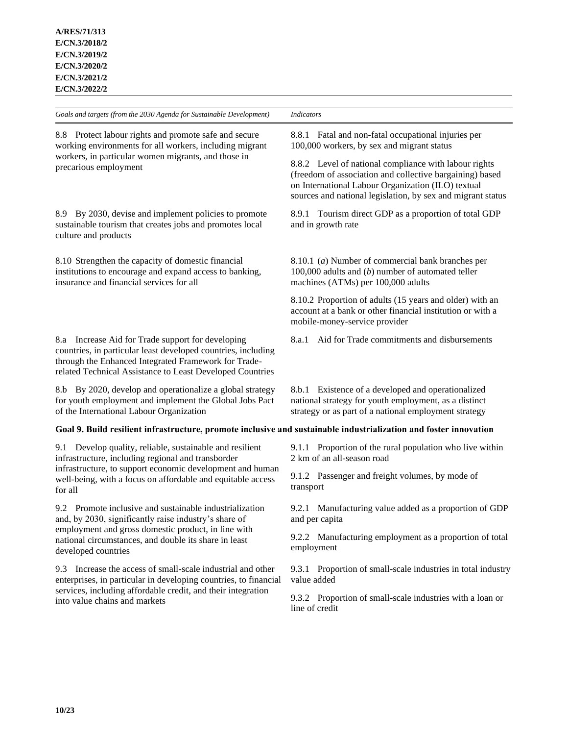| *Goals and targets (from the 2030 Agenda for Sustainable Development)* | *Indicators* |
|---|---|
| 8.8 Protect labour rights and promote safe and secure working environments for all workers, including migrant workers, in particular women migrants, and those in precarious employment | 8.8.1 Fatal and non-fatal occupational injuries per 100,000 workers, by sex and migrant status |
| | 8.8.2 Level of national compliance with labour rights (freedom of association and collective bargaining) based on International Labour Organization (ILO) textual sources and national legislation, by sex and migrant status |
| 8.9 By 2030, devise and implement policies to promote sustainable tourism that creates jobs and promotes local culture and products | 8.9.1 Tourism direct GDP as a proportion of total GDP and in growth rate |
| 8.10 Strengthen the capacity of domestic financial institutions to encourage and expand access to banking, insurance and financial services for all | 8.10.1 (*a*) Number of commercial bank branches per 100,000 adults and (*b*) number of automated teller machines (ATMs) per 100,000 adults |
| | 8.10.2 Proportion of adults (15 years and older) with an account at a bank or other financial institution or with a mobile-money-service provider |
| 8.a Increase Aid for Trade support for developing countries, in particular least developed countries, including through the Enhanced Integrated Framework for Trade-related Technical Assistance to Least Developed Countries | 8.a.1 Aid for Trade commitments and disbursements |
| 8.b By 2020, develop and operationalize a global strategy for youth employment and implement the Global Jobs Pact of the International Labour Organization | 8.b.1 Existence of a developed and operationalized national strategy for youth employment, as a distinct strategy or as part of a national employment strategy |
| **Goal 9. Build resilient infrastructure, promote inclusive and sustainable industrialization and foster innovation** | |
| 9.1 Develop quality, reliable, sustainable and resilient infrastructure, including regional and transborder infrastructure, to support economic development and human well-being, with a focus on affordable and equitable access for all | 9.1.1 Proportion of the rural population who live within 2 km of an all-season road |
| | 9.1.2 Passenger and freight volumes, by mode of transport |
| 9.2 Promote inclusive and sustainable industrialization and, by 2030, significantly raise industry's share of employment and gross domestic product, in line with national circumstances, and double its share in least developed countries | 9.2.1 Manufacturing value added as a proportion of GDP and per capita |
| | 9.2.2 Manufacturing employment as a proportion of total employment |
| 9.3 Increase the access of small-scale industrial and other enterprises, in particular in developing countries, to financial services, including affordable credit, and their integration into value chains and markets | 9.3.1 Proportion of small-scale industries in total industry value added |
| | 9.3.2 Proportion of small-scale industries with a loan or line of credit |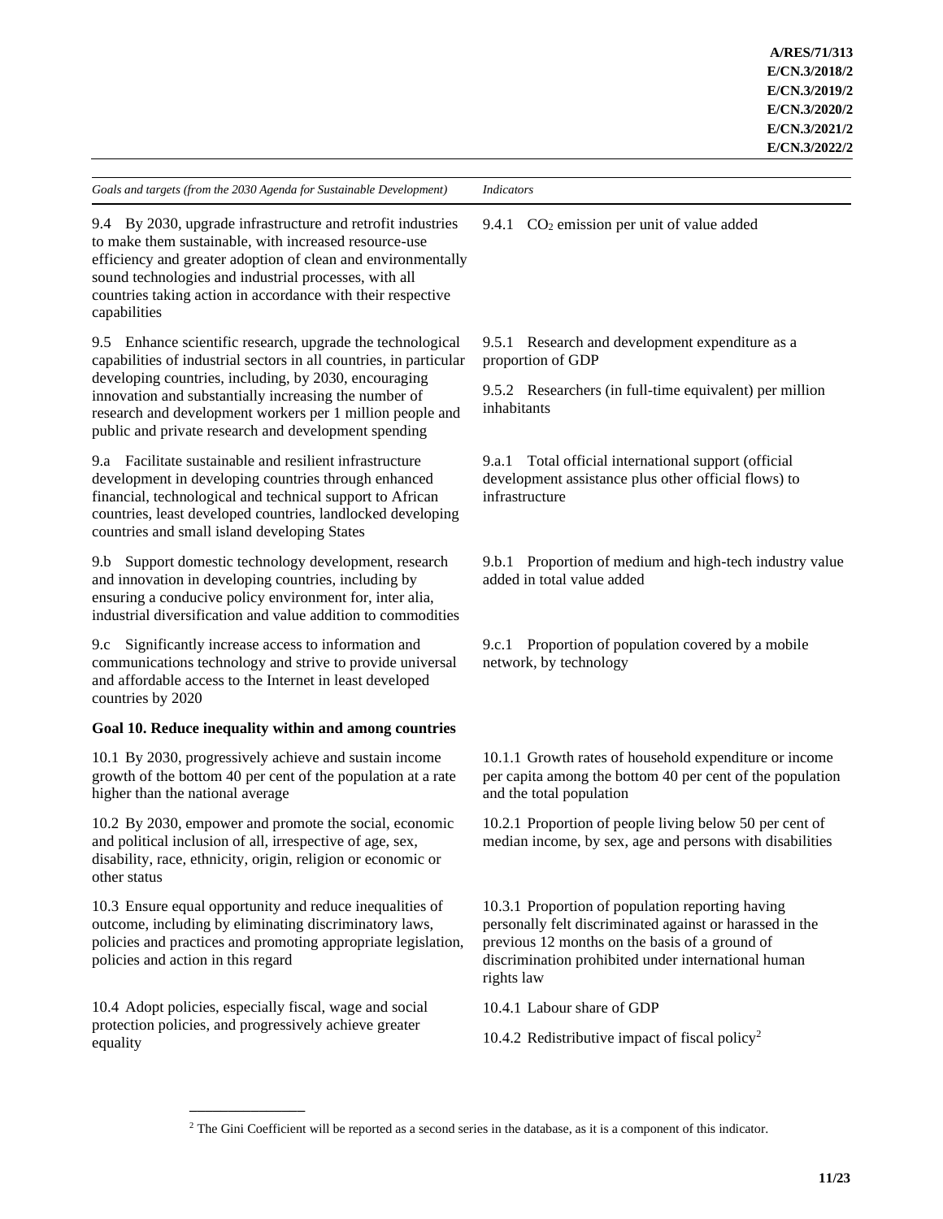| *Goals and targets (from the 2030 Agenda for Sustainable Development)* | *Indicators* |
|---|---|
| 9.4 By 2030, upgrade infrastructure and retrofit industries to make them sustainable, with increased resource-use efficiency and greater adoption of clean and environmentally sound technologies and industrial processes, with all countries taking action in accordance with their respective capabilities | 9.4.1 $CO_2$ emission per unit of value added |
| 9.5 Enhance scientific research, upgrade the technological capabilities of industrial sectors in all countries, in particular developing countries, including, by 2030, encouraging innovation and substantially increasing the number of research and development workers per 1 million people and public and private research and development spending | 9.5.1 Research and development expenditure as a proportion of GDP<br><br>9.5.2 Researchers (in full-time equivalent) per million inhabitants |
| 9.a Facilitate sustainable and resilient infrastructure development in developing countries through enhanced financial, technological and technical support to African countries, least developed countries, landlocked developing countries and small island developing States | 9.a.1 Total official international support (official development assistance plus other official flows) to infrastructure |
| 9.b Support domestic technology development, research and innovation in developing countries, including by ensuring a conducive policy environment for, inter alia, industrial diversification and value addition to commodities | 9.b.1 Proportion of medium and high-tech industry value added in total value added |
| 9.c Significantly increase access to information and communications technology and strive to provide universal and affordable access to the Internet in least developed countries by 2020 | 9.c.1 Proportion of population covered by a mobile network, by technology |
| **Goal 10. Reduce inequality within and among countries** | |
| 10.1 By 2030, progressively achieve and sustain income growth of the bottom 40 per cent of the population at a rate higher than the national average | 10.1.1 Growth rates of household expenditure or income per capita among the bottom 40 per cent of the population and the total population |
| 10.2 By 2030, empower and promote the social, economic and political inclusion of all, irrespective of age, sex, disability, race, ethnicity, origin, religion or economic or other status | 10.2.1 Proportion of people living below 50 per cent of median income, by sex, age and persons with disabilities |
| 10.3 Ensure equal opportunity and reduce inequalities of outcome, including by eliminating discriminatory laws, policies and practices and promoting appropriate legislation, policies and action in this regard | 10.3.1 Proportion of population reporting having personally felt discriminated against or harassed in the previous 12 months on the basis of a ground of discrimination prohibited under international human rights law |
| 10.4 Adopt policies, especially fiscal, wage and social protection policies, and progressively achieve greater equality | 10.4.1 Labour share of GDP<br><br>10.4.2 Redistributive impact of fiscal policy[2] |

[2] The Gini Coefficient will be reported as a second series in the database, as it is a component of this indicator.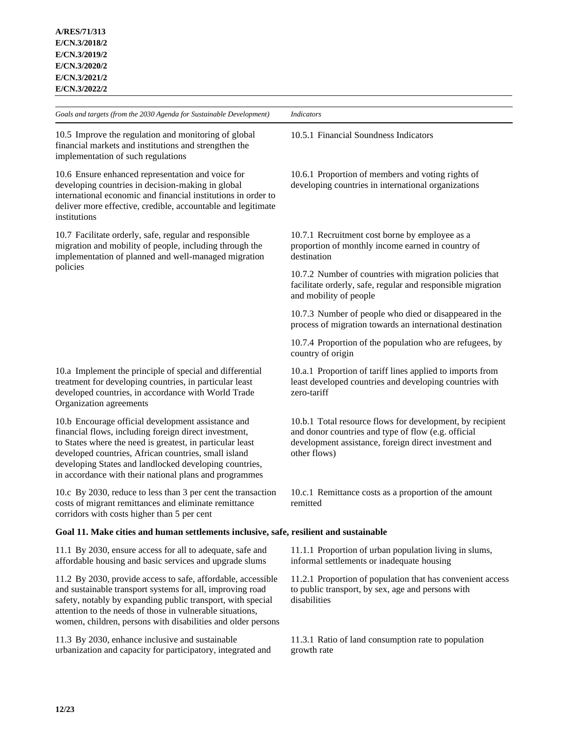| *Goals and targets (from the 2030 Agenda for Sustainable Development)* | *Indicators* |
| --- | --- |
| 10.5 Improve the regulation and monitoring of global financial markets and institutions and strengthen the implementation of such regulations | 10.5.1 Financial Soundness Indicators |
| 10.6 Ensure enhanced representation and voice for developing countries in decision-making in global international economic and financial institutions in order to deliver more effective, credible, accountable and legitimate institutions | 10.6.1 Proportion of members and voting rights of developing countries in international organizations |
| 10.7 Facilitate orderly, safe, regular and responsible migration and mobility of people, including through the implementation of planned and well-managed migration policies | 10.7.1 Recruitment cost borne by employee as a proportion of monthly income earned in country of destination |
| | 10.7.2 Number of countries with migration policies that facilitate orderly, safe, regular and responsible migration and mobility of people |
| | 10.7.3 Number of people who died or disappeared in the process of migration towards an international destination |
| | 10.7.4 Proportion of the population who are refugees, by country of origin |
| 10.a Implement the principle of special and differential treatment for developing countries, in particular least developed countries, in accordance with World Trade Organization agreements | 10.a.1 Proportion of tariff lines applied to imports from least developed countries and developing countries with zero-tariff |
| 10.b Encourage official development assistance and financial flows, including foreign direct investment, to States where the need is greatest, in particular least developed countries, African countries, small island developing States and landlocked developing countries, in accordance with their national plans and programmes | 10.b.1 Total resource flows for development, by recipient and donor countries and type of flow (e.g. official development assistance, foreign direct investment and other flows) |
| 10.c By 2030, reduce to less than 3 per cent the transaction costs of migrant remittances and eliminate remittance corridors with costs higher than 5 per cent | 10.c.1 Remittance costs as a proportion of the amount remitted |
| **Goal 11. Make cities and human settlements inclusive, safe, resilient and sustainable** | |
| 11.1 By 2030, ensure access for all to adequate, safe and affordable housing and basic services and upgrade slums | 11.1.1 Proportion of urban population living in slums, informal settlements or inadequate housing |
| 11.2 By 2030, provide access to safe, affordable, accessible and sustainable transport systems for all, improving road safety, notably by expanding public transport, with special attention to the needs of those in vulnerable situations, women, children, persons with disabilities and older persons | 11.2.1 Proportion of population that has convenient access to public transport, by sex, age and persons with disabilities |
| 11.3 By 2030, enhance inclusive and sustainable urbanization and capacity for participatory, integrated and | 11.3.1 Ratio of land consumption rate to population growth rate |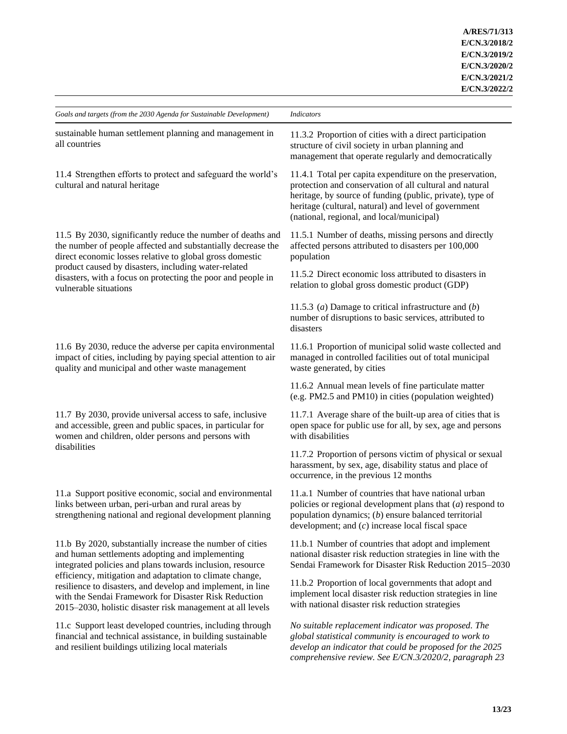| *Goals and targets (from the 2030 Agenda for Sustainable Development)* | *Indicators* |
|---|---|
| sustainable human settlement planning and management in all countries | 11.3.2 Proportion of cities with a direct participation structure of civil society in urban planning and management that operate regularly and democratically |
| 11.4 Strengthen efforts to protect and safeguard the world's cultural and natural heritage | 11.4.1 Total per capita expenditure on the preservation, protection and conservation of all cultural and natural heritage, by source of funding (public, private), type of heritage (cultural, natural) and level of government (national, regional, and local/municipal) |
| 11.5 By 2030, significantly reduce the number of deaths and the number of people affected and substantially decrease the direct economic losses relative to global gross domestic product caused by disasters, including water-related disasters, with a focus on protecting the poor and people in vulnerable situations | 11.5.1 Number of deaths, missing persons and directly affected persons attributed to disasters per 100,000 population |
| | 11.5.2 Direct economic loss attributed to disasters in relation to global gross domestic product (GDP) |
| | 11.5.3 (*a*) Damage to critical infrastructure and (*b*) number of disruptions to basic services, attributed to disasters |
| 11.6 By 2030, reduce the adverse per capita environmental impact of cities, including by paying special attention to air quality and municipal and other waste management | 11.6.1 Proportion of municipal solid waste collected and managed in controlled facilities out of total municipal waste generated, by cities |
| | 11.6.2 Annual mean levels of fine particulate matter (e.g. PM2.5 and PM10) in cities (population weighted) |
| 11.7 By 2030, provide universal access to safe, inclusive and accessible, green and public spaces, in particular for women and children, older persons and persons with disabilities | 11.7.1 Average share of the built-up area of cities that is open space for public use for all, by sex, age and persons with disabilities |
| | 11.7.2 Proportion of persons victim of physical or sexual harassment, by sex, age, disability status and place of occurrence, in the previous 12 months |
| 11.a Support positive economic, social and environmental links between urban, peri-urban and rural areas by strengthening national and regional development planning | 11.a.1 Number of countries that have national urban policies or regional development plans that (*a*) respond to population dynamics; (*b*) ensure balanced territorial development; and (*c*) increase local fiscal space |
| 11.b By 2020, substantially increase the number of cities and human settlements adopting and implementing integrated policies and plans towards inclusion, resource efficiency, mitigation and adaptation to climate change, resilience to disasters, and develop and implement, in line with the Sendai Framework for Disaster Risk Reduction 2015–2030, holistic disaster risk management at all levels | 11.b.1 Number of countries that adopt and implement national disaster risk reduction strategies in line with the Sendai Framework for Disaster Risk Reduction 2015–2030 |
| | 11.b.2 Proportion of local governments that adopt and implement local disaster risk reduction strategies in line with national disaster risk reduction strategies |
| 11.c Support least developed countries, including through financial and technical assistance, in building sustainable and resilient buildings utilizing local materials | *No suitable replacement indicator was proposed. The global statistical community is encouraged to work to develop an indicator that could be proposed for the 2025 comprehensive review. See E/CN.3/2020/2, paragraph 23* |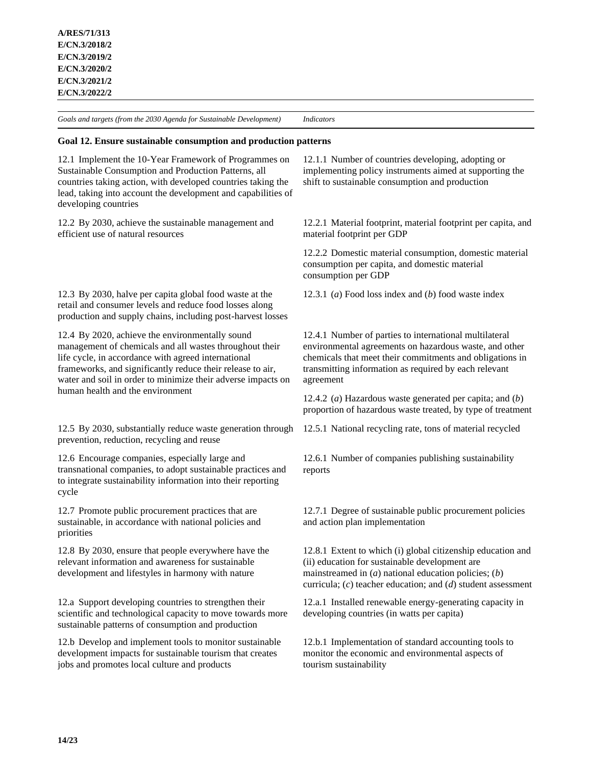| *Goals and targets (from the 2030 Agenda for Sustainable Development)* | *Indicators* |
|---|---|
| **Goal 12. Ensure sustainable consumption and production patterns** | |
| 12.1 Implement the 10-Year Framework of Programmes on Sustainable Consumption and Production Patterns, all countries taking action, with developed countries taking the lead, taking into account the development and capabilities of developing countries | 12.1.1 Number of countries developing, adopting or implementing policy instruments aimed at supporting the shift to sustainable consumption and production |
| 12.2 By 2030, achieve the sustainable management and efficient use of natural resources | 12.2.1 Material footprint, material footprint per capita, and material footprint per GDP |
| | 12.2.2 Domestic material consumption, domestic material consumption per capita, and domestic material consumption per GDP |
| 12.3 By 2030, halve per capita global food waste at the retail and consumer levels and reduce food losses along production and supply chains, including post-harvest losses | 12.3.1 (*a*) Food loss index and (*b*) food waste index |
| 12.4 By 2020, achieve the environmentally sound management of chemicals and all wastes throughout their life cycle, in accordance with agreed international frameworks, and significantly reduce their release to air, water and soil in order to minimize their adverse impacts on human health and the environment | 12.4.1 Number of parties to international multilateral environmental agreements on hazardous waste, and other chemicals that meet their commitments and obligations in transmitting information as required by each relevant agreement |
| | 12.4.2 (*a*) Hazardous waste generated per capita; and (*b*) proportion of hazardous waste treated, by type of treatment |
| 12.5 By 2030, substantially reduce waste generation through prevention, reduction, recycling and reuse | 12.5.1 National recycling rate, tons of material recycled |
| 12.6 Encourage companies, especially large and transnational companies, to adopt sustainable practices and to integrate sustainability information into their reporting cycle | 12.6.1 Number of companies publishing sustainability reports |
| 12.7 Promote public procurement practices that are sustainable, in accordance with national policies and priorities | 12.7.1 Degree of sustainable public procurement policies and action plan implementation |
| 12.8 By 2030, ensure that people everywhere have the relevant information and awareness for sustainable development and lifestyles in harmony with nature | 12.8.1 Extent to which (i) global citizenship education and (ii) education for sustainable development are mainstreamed in (*a*) national education policies; (*b*) curricula; (*c*) teacher education; and (*d*) student assessment |
| 12.a Support developing countries to strengthen their scientific and technological capacity to move towards more sustainable patterns of consumption and production | 12.a.1 Installed renewable energy-generating capacity in developing countries (in watts per capita) |
| 12.b Develop and implement tools to monitor sustainable development impacts for sustainable tourism that creates jobs and promotes local culture and products | 12.b.1 Implementation of standard accounting tools to monitor the economic and environmental aspects of tourism sustainability |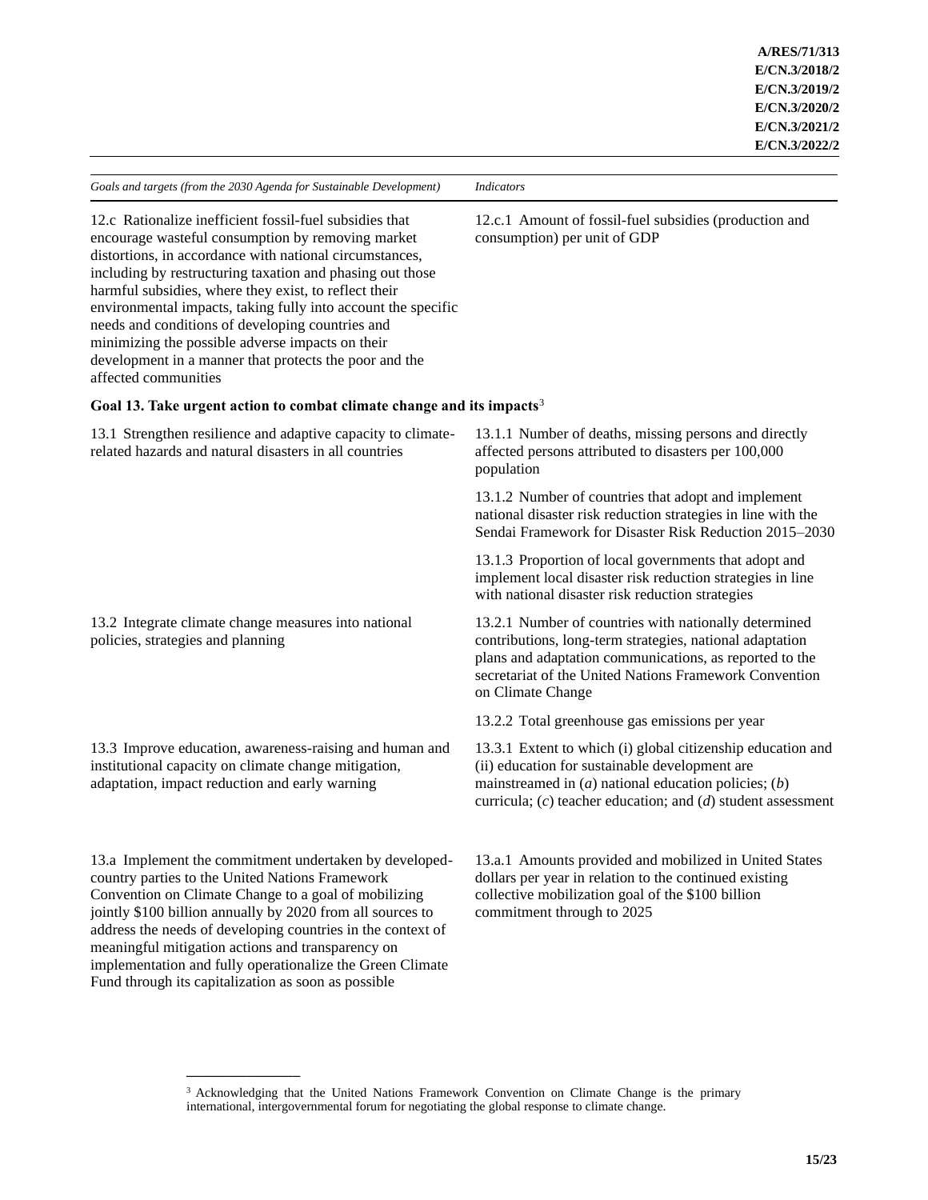| Goals and targets (from the 2030 Agenda for Sustainable Development) | Indicators |
|---|---|
| 12.c Rationalize inefficient fossil-fuel subsidies that encourage wasteful consumption by removing market distortions, in accordance with national circumstances, including by restructuring taxation and phasing out those harmful subsidies, where they exist, to reflect their environmental impacts, taking fully into account the specific needs and conditions of developing countries and minimizing the possible adverse impacts on their development in a manner that protects the poor and the affected communities | 12.c.1 Amount of fossil-fuel subsidies (production and consumption) per unit of GDP |
| **Goal 13. Take urgent action to combat climate change and its impacts**[3] | |
| 13.1 Strengthen resilience and adaptive capacity to climate-related hazards and natural disasters in all countries | 13.1.1 Number of deaths, missing persons and directly affected persons attributed to disasters per 100,000 population |
| | 13.1.2 Number of countries that adopt and implement national disaster risk reduction strategies in line with the Sendai Framework for Disaster Risk Reduction 2015–2030 |
| | 13.1.3 Proportion of local governments that adopt and implement local disaster risk reduction strategies in line with national disaster risk reduction strategies |
| 13.2 Integrate climate change measures into national policies, strategies and planning | 13.2.1 Number of countries with nationally determined contributions, long-term strategies, national adaptation plans and adaptation communications, as reported to the secretariat of the United Nations Framework Convention on Climate Change |
| | 13.2.2 Total greenhouse gas emissions per year |
| 13.3 Improve education, awareness-raising and human and institutional capacity on climate change mitigation, adaptation, impact reduction and early warning | 13.3.1 Extent to which (i) global citizenship education and (ii) education for sustainable development are mainstreamed in (*a*) national education policies; (*b*) curricula; (*c*) teacher education; and (*d*) student assessment |
| 13.a Implement the commitment undertaken by developed-country parties to the United Nations Framework Convention on Climate Change to a goal of mobilizing jointly $100 billion annually by 2020 from all sources to address the needs of developing countries in the context of meaningful mitigation actions and transparency on implementation and fully operationalize the Green Climate Fund through its capitalization as soon as possible | 13.a.1 Amounts provided and mobilized in United States dollars per year in relation to the continued existing collective mobilization goal of the $100 billion commitment through to 2025 |

[3] Acknowledging that the United Nations Framework Convention on Climate Change is the primary international, intergovernmental forum for negotiating the global response to climate change.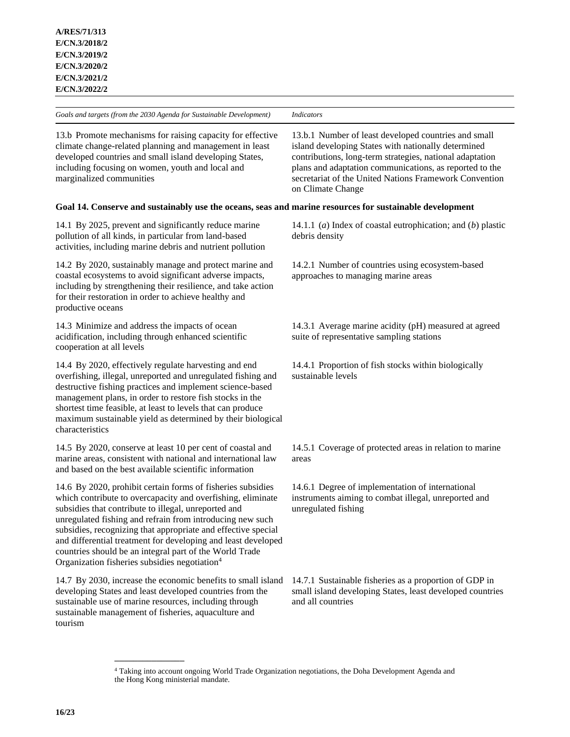| *Goals and targets (from the 2030 Agenda for Sustainable Development)* | *Indicators* |
|---|---|
| 13.b Promote mechanisms for raising capacity for effective climate change-related planning and management in least developed countries and small island developing States, including focusing on women, youth and local and marginalized communities | 13.b.1 Number of least developed countries and small island developing States with nationally determined contributions, long-term strategies, national adaptation plans and adaptation communications, as reported to the secretariat of the United Nations Framework Convention on Climate Change |
| **Goal 14. Conserve and sustainably use the oceans, seas and marine resources for sustainable development** | |
| 14.1 By 2025, prevent and significantly reduce marine pollution of all kinds, in particular from land-based activities, including marine debris and nutrient pollution | 14.1.1 (*a*) Index of coastal eutrophication; and (*b*) plastic debris density |
| 14.2 By 2020, sustainably manage and protect marine and coastal ecosystems to avoid significant adverse impacts, including by strengthening their resilience, and take action for their restoration in order to achieve healthy and productive oceans | 14.2.1 Number of countries using ecosystem-based approaches to managing marine areas |
| 14.3 Minimize and address the impacts of ocean acidification, including through enhanced scientific cooperation at all levels | 14.3.1 Average marine acidity (pH) measured at agreed suite of representative sampling stations |
| 14.4 By 2020, effectively regulate harvesting and end overfishing, illegal, unreported and unregulated fishing and destructive fishing practices and implement science-based management plans, in order to restore fish stocks in the shortest time feasible, at least to levels that can produce maximum sustainable yield as determined by their biological characteristics | 14.4.1 Proportion of fish stocks within biologically sustainable levels |
| 14.5 By 2020, conserve at least 10 per cent of coastal and marine areas, consistent with national and international law and based on the best available scientific information | 14.5.1 Coverage of protected areas in relation to marine areas |
| 14.6 By 2020, prohibit certain forms of fisheries subsidies which contribute to overcapacity and overfishing, eliminate subsidies that contribute to illegal, unreported and unregulated fishing and refrain from introducing new such subsidies, recognizing that appropriate and effective special and differential treatment for developing and least developed countries should be an integral part of the World Trade Organization fisheries subsidies negotiation[4] | 14.6.1 Degree of implementation of international instruments aiming to combat illegal, unreported and unregulated fishing |
| 14.7 By 2030, increase the economic benefits to small island developing States and least developed countries from the sustainable use of marine resources, including through sustainable management of fisheries, aquaculture and tourism | 14.7.1 Sustainable fisheries as a proportion of GDP in small island developing States, least developed countries and all countries |

[4] Taking into account ongoing World Trade Organization negotiations, the Doha Development Agenda and the Hong Kong ministerial mandate.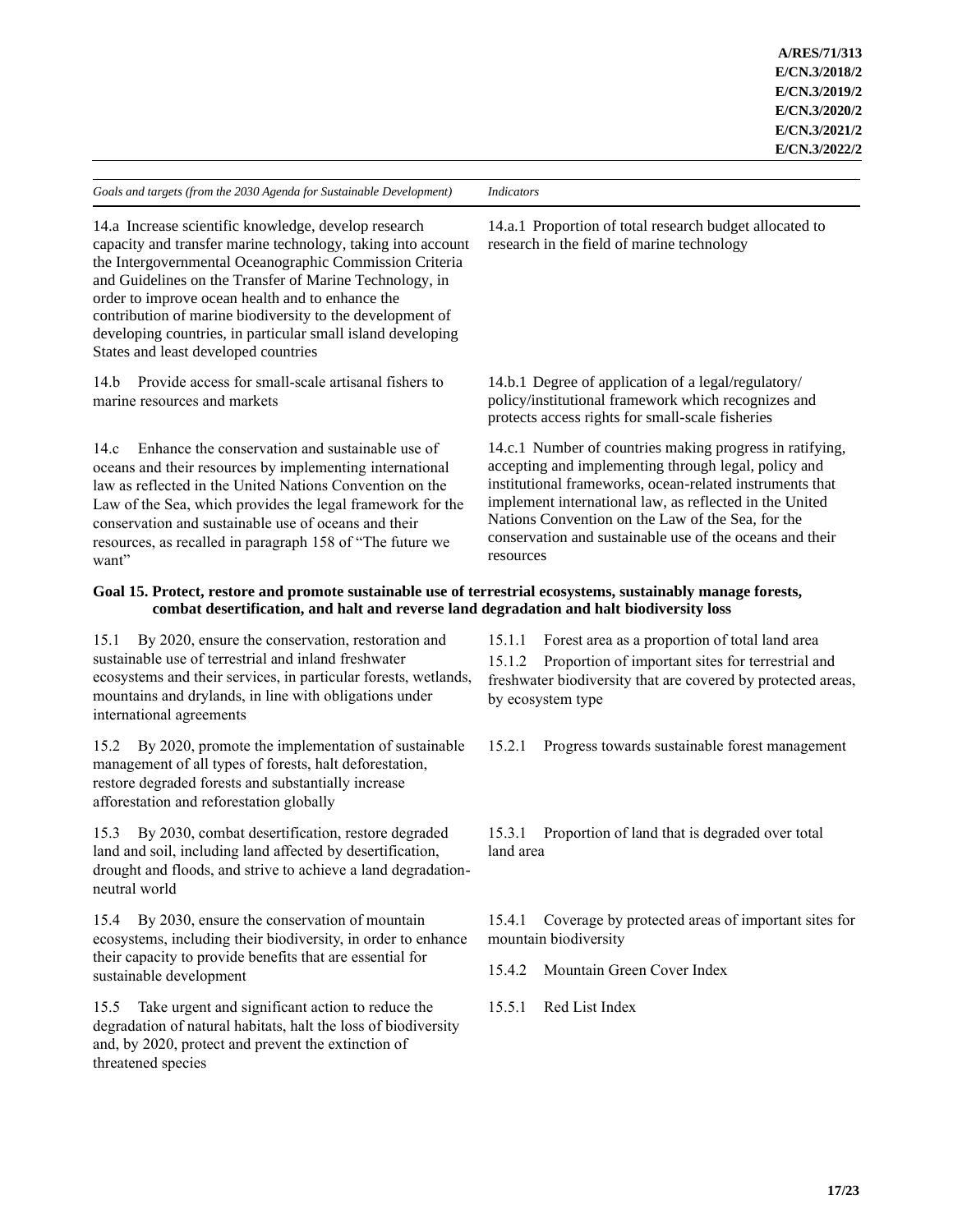| *Goals and targets (from the 2030 Agenda for Sustainable Development)* | *Indicators* |
| --- | --- |
| 14.a Increase scientific knowledge, develop research capacity and transfer marine technology, taking into account the Intergovernmental Oceanographic Commission Criteria and Guidelines on the Transfer of Marine Technology, in order to improve ocean health and to enhance the contribution of marine biodiversity to the development of developing countries, in particular small island developing States and least developed countries | 14.a.1 Proportion of total research budget allocated to research in the field of marine technology |
| 14.b Provide access for small-scale artisanal fishers to marine resources and markets | 14.b.1 Degree of application of a legal/regulatory/policy/institutional framework which recognizes and protects access rights for small-scale fisheries |
| 14.c Enhance the conservation and sustainable use of oceans and their resources by implementing international law as reflected in the United Nations Convention on the Law of the Sea, which provides the legal framework for the conservation and sustainable use of oceans and their resources, as recalled in paragraph 158 of "The future we want" | 14.c.1 Number of countries making progress in ratifying, accepting and implementing through legal, policy and institutional frameworks, ocean-related instruments that implement international law, as reflected in the United Nations Convention on the Law of the Sea, for the conservation and sustainable use of the oceans and their resources |
| **Goal 15. Protect, restore and promote sustainable use of terrestrial ecosystems, sustainably manage forests, combat desertification, and halt and reverse land degradation and halt biodiversity loss** | |
| 15.1 By 2020, ensure the conservation, restoration and sustainable use of terrestrial and inland freshwater ecosystems and their services, in particular forests, wetlands, mountains and drylands, in line with obligations under international agreements | 15.1.1 Forest area as a proportion of total land area<br>15.1.2 Proportion of important sites for terrestrial and freshwater biodiversity that are covered by protected areas, by ecosystem type |
| 15.2 By 2020, promote the implementation of sustainable management of all types of forests, halt deforestation, restore degraded forests and substantially increase afforestation and reforestation globally | 15.2.1 Progress towards sustainable forest management |
| 15.3 By 2030, combat desertification, restore degraded land and soil, including land affected by desertification, drought and floods, and strive to achieve a land degradation-neutral world | 15.3.1 Proportion of land that is degraded over total land area |
| 15.4 By 2030, ensure the conservation of mountain ecosystems, including their biodiversity, in order to enhance their capacity to provide benefits that are essential for sustainable development | 15.4.1 Coverage by protected areas of important sites for mountain biodiversity<br>15.4.2 Mountain Green Cover Index |
| 15.5 Take urgent and significant action to reduce the degradation of natural habitats, halt the loss of biodiversity and, by 2020, protect and prevent the extinction of threatened species | 15.5.1 Red List Index |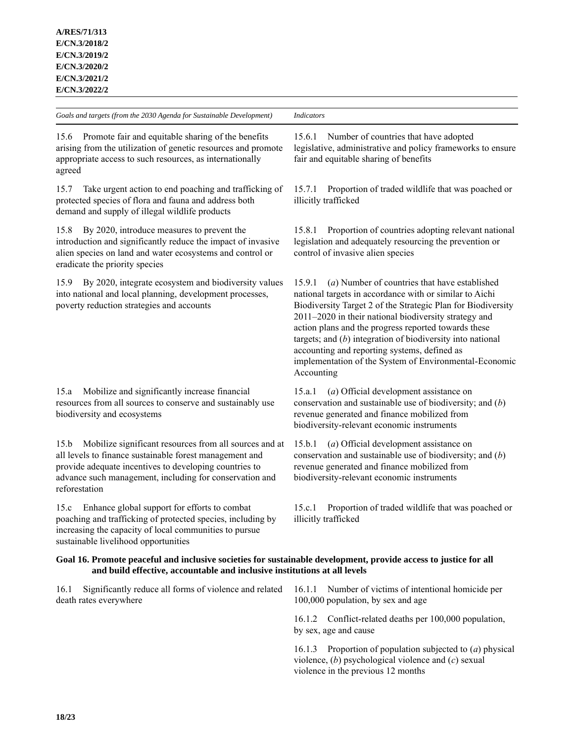| *Goals and targets (from the 2030 Agenda for Sustainable Development)* | *Indicators* |
|---|---|
| 15.6 Promote fair and equitable sharing of the benefits arising from the utilization of genetic resources and promote appropriate access to such resources, as internationally agreed | 15.6.1 Number of countries that have adopted legislative, administrative and policy frameworks to ensure fair and equitable sharing of benefits |
| 15.7 Take urgent action to end poaching and trafficking of protected species of flora and fauna and address both demand and supply of illegal wildlife products | 15.7.1 Proportion of traded wildlife that was poached or illicitly trafficked |
| 15.8 By 2020, introduce measures to prevent the introduction and significantly reduce the impact of invasive alien species on land and water ecosystems and control or eradicate the priority species | 15.8.1 Proportion of countries adopting relevant national legislation and adequately resourcing the prevention or control of invasive alien species |
| 15.9 By 2020, integrate ecosystem and biodiversity values into national and local planning, development processes, poverty reduction strategies and accounts | 15.9.1 (*a*) Number of countries that have established national targets in accordance with or similar to Aichi Biodiversity Target 2 of the Strategic Plan for Biodiversity 2011–2020 in their national biodiversity strategy and action plans and the progress reported towards these targets; and (*b*) integration of biodiversity into national accounting and reporting systems, defined as implementation of the System of Environmental-Economic Accounting |
| 15.a Mobilize and significantly increase financial resources from all sources to conserve and sustainably use biodiversity and ecosystems | 15.a.1 (*a*) Official development assistance on conservation and sustainable use of biodiversity; and (*b*) revenue generated and finance mobilized from biodiversity-relevant economic instruments |
| 15.b Mobilize significant resources from all sources and at all levels to finance sustainable forest management and provide adequate incentives to developing countries to advance such management, including for conservation and reforestation | 15.b.1 (*a*) Official development assistance on conservation and sustainable use of biodiversity; and (*b*) revenue generated and finance mobilized from biodiversity-relevant economic instruments |
| 15.c Enhance global support for efforts to combat poaching and trafficking of protected species, including by increasing the capacity of local communities to pursue sustainable livelihood opportunities | 15.c.1 Proportion of traded wildlife that was poached or illicitly trafficked |
| **Goal 16. Promote peaceful and inclusive societies for sustainable development, provide access to justice for all and build effective, accountable and inclusive institutions at all levels** | |
| 16.1 Significantly reduce all forms of violence and related death rates everywhere | 16.1.1 Number of victims of intentional homicide per 100,000 population, by sex and age |
| | 16.1.2 Conflict-related deaths per 100,000 population, by sex, age and cause |
| | 16.1.3 Proportion of population subjected to (*a*) physical violence, (*b*) psychological violence and (*c*) sexual violence in the previous 12 months |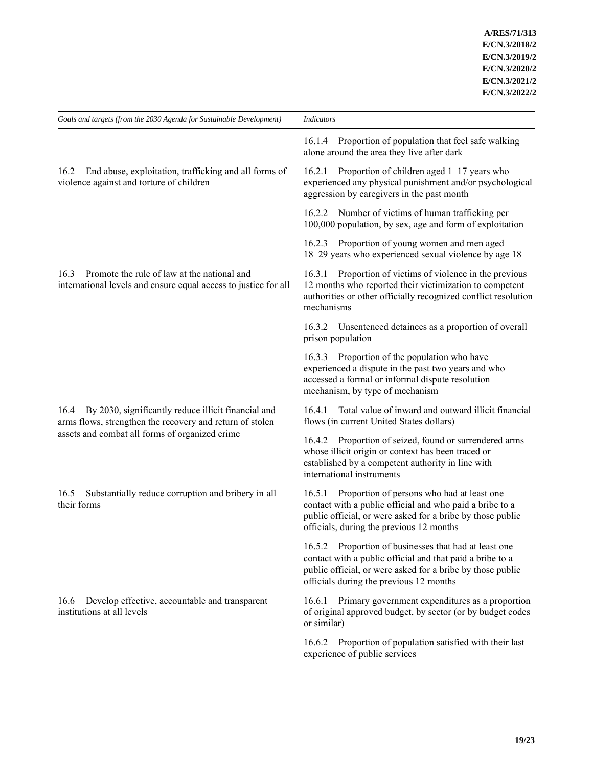| *Goals and targets (from the 2030 Agenda for Sustainable Development)* | *Indicators* |
| --- | --- |
| | 16.1.4 Proportion of population that feel safe walking alone around the area they live after dark |
| 16.2 End abuse, exploitation, trafficking and all forms of violence against and torture of children | 16.2.1 Proportion of children aged 1–17 years who experienced any physical punishment and/or psychological aggression by caregivers in the past month |
| | 16.2.2 Number of victims of human trafficking per 100,000 population, by sex, age and form of exploitation |
| | 16.2.3 Proportion of young women and men aged 18–29 years who experienced sexual violence by age 18 |
| 16.3 Promote the rule of law at the national and international levels and ensure equal access to justice for all | 16.3.1 Proportion of victims of violence in the previous 12 months who reported their victimization to competent authorities or other officially recognized conflict resolution mechanisms |
| | 16.3.2 Unsentenced detainees as a proportion of overall prison population |
| | 16.3.3 Proportion of the population who have experienced a dispute in the past two years and who accessed a formal or informal dispute resolution mechanism, by type of mechanism |
| 16.4 By 2030, significantly reduce illicit financial and arms flows, strengthen the recovery and return of stolen assets and combat all forms of organized crime | 16.4.1 Total value of inward and outward illicit financial flows (in current United States dollars) |
| | 16.4.2 Proportion of seized, found or surrendered arms whose illicit origin or context has been traced or established by a competent authority in line with international instruments |
| 16.5 Substantially reduce corruption and bribery in all their forms | 16.5.1 Proportion of persons who had at least one contact with a public official and who paid a bribe to a public official, or were asked for a bribe by those public officials, during the previous 12 months |
| | 16.5.2 Proportion of businesses that had at least one contact with a public official and that paid a bribe to a public official, or were asked for a bribe by those public officials during the previous 12 months |
| 16.6 Develop effective, accountable and transparent institutions at all levels | 16.6.1 Primary government expenditures as a proportion of original approved budget, by sector (or by budget codes or similar) |
| | 16.6.2 Proportion of population satisfied with their last experience of public services |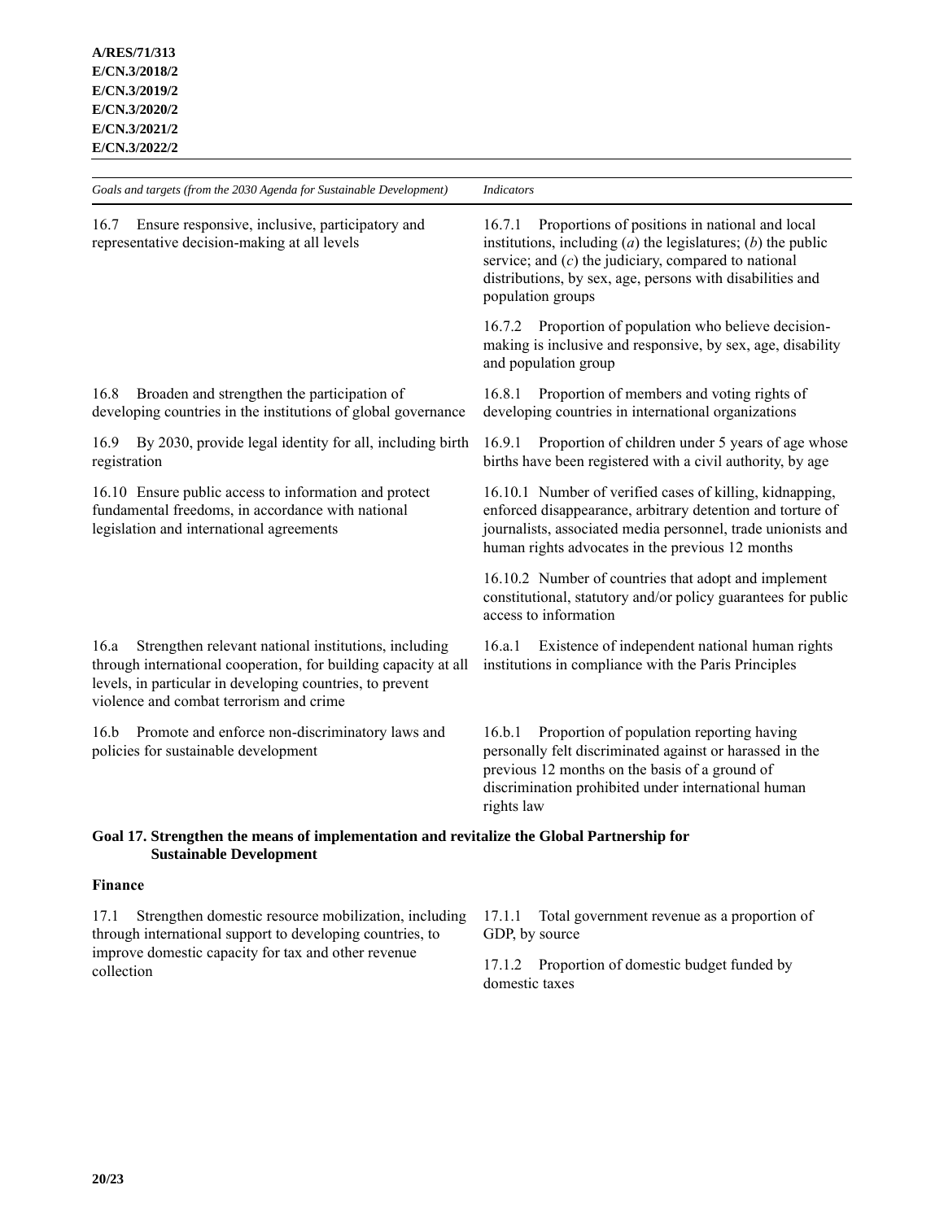| *Goals and targets (from the 2030 Agenda for Sustainable Development)* | *Indicators* |
| --- | --- |
| 16.7 Ensure responsive, inclusive, participatory and representative decision-making at all levels | 16.7.1 Proportions of positions in national and local institutions, including (*a*) the legislatures; (*b*) the public service; and (*c*) the judiciary, compared to national distributions, by sex, age, persons with disabilities and population groups |
| | 16.7.2 Proportion of population who believe decision-making is inclusive and responsive, by sex, age, disability and population group |
| 16.8 Broaden and strengthen the participation of developing countries in the institutions of global governance | 16.8.1 Proportion of members and voting rights of developing countries in international organizations |
| 16.9 By 2030, provide legal identity for all, including birth registration | 16.9.1 Proportion of children under 5 years of age whose births have been registered with a civil authority, by age |
| 16.10 Ensure public access to information and protect fundamental freedoms, in accordance with national legislation and international agreements | 16.10.1 Number of verified cases of killing, kidnapping, enforced disappearance, arbitrary detention and torture of journalists, associated media personnel, trade unionists and human rights advocates in the previous 12 months |
| | 16.10.2 Number of countries that adopt and implement constitutional, statutory and/or policy guarantees for public access to information |
| 16.a Strengthen relevant national institutions, including through international cooperation, for building capacity at all levels, in particular in developing countries, to prevent violence and combat terrorism and crime | 16.a.1 Existence of independent national human rights institutions in compliance with the Paris Principles |
| 16.b Promote and enforce non-discriminatory laws and policies for sustainable development | 16.b.1 Proportion of population reporting having personally felt discriminated against or harassed in the previous 12 months on the basis of a ground of discrimination prohibited under international human rights law |

**Goal 17. Strengthen the means of implementation and revitalize the Global Partnership for Sustainable Development**

**Finance**

| *Goals and targets (from the 2030 Agenda for Sustainable Development)* | *Indicators* |
| --- | --- |
| 17.1 Strengthen domestic resource mobilization, including through international support to developing countries, to improve domestic capacity for tax and other revenue collection | 17.1.1 Total government revenue as a proportion of GDP, by source |
| | 17.1.2 Proportion of domestic budget funded by domestic taxes |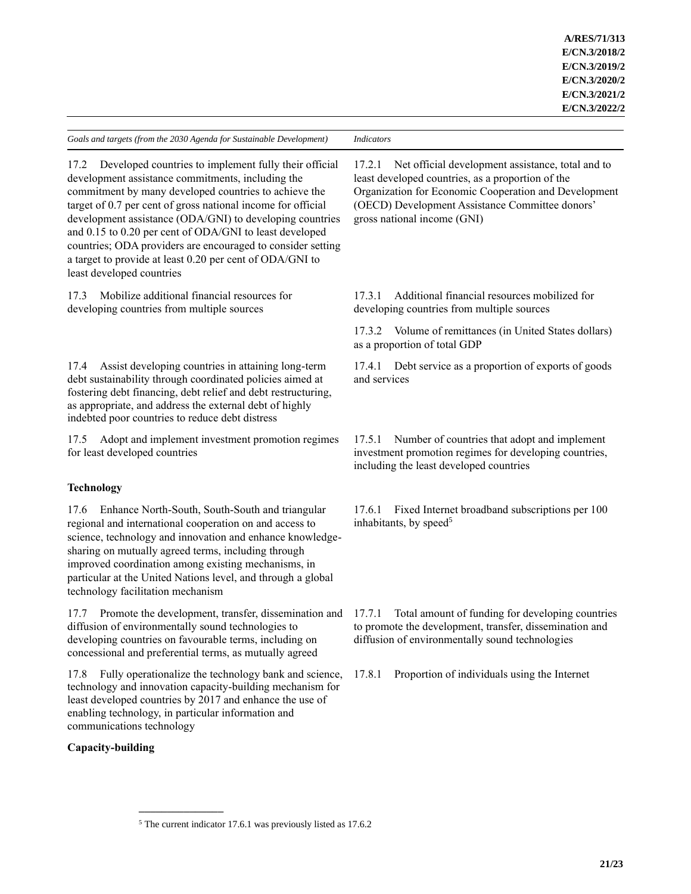| *Goals and targets (from the 2030 Agenda for Sustainable Development)* | *Indicators* |
| --- | --- |
| 17.2 Developed countries to implement fully their official development assistance commitments, including the commitment by many developed countries to achieve the target of 0.7 per cent of gross national income for official development assistance (ODA/GNI) to developing countries and 0.15 to 0.20 per cent of ODA/GNI to least developed countries; ODA providers are encouraged to consider setting a target to provide at least 0.20 per cent of ODA/GNI to least developed countries | 17.2.1 Net official development assistance, total and to least developed countries, as a proportion of the Organization for Economic Cooperation and Development (OECD) Development Assistance Committee donors' gross national income (GNI) |
| 17.3 Mobilize additional financial resources for developing countries from multiple sources | 17.3.1 Additional financial resources mobilized for developing countries from multiple sources |
| | 17.3.2 Volume of remittances (in United States dollars) as a proportion of total GDP |
| 17.4 Assist developing countries in attaining long-term debt sustainability through coordinated policies aimed at fostering debt financing, debt relief and debt restructuring, as appropriate, and address the external debt of highly indebted poor countries to reduce debt distress | 17.4.1 Debt service as a proportion of exports of goods and services |
| 17.5 Adopt and implement investment promotion regimes for least developed countries | 17.5.1 Number of countries that adopt and implement investment promotion regimes for developing countries, including the least developed countries |
| **Technology** | |
| 17.6 Enhance North-South, South-South and triangular regional and international cooperation on and access to science, technology and innovation and enhance knowledge-sharing on mutually agreed terms, including through improved coordination among existing mechanisms, in particular at the United Nations level, and through a global technology facilitation mechanism | 17.6.1 Fixed Internet broadband subscriptions per 100 inhabitants, by speed[5] |
| 17.7 Promote the development, transfer, dissemination and diffusion of environmentally sound technologies to developing countries on favourable terms, including on concessional and preferential terms, as mutually agreed | 17.7.1 Total amount of funding for developing countries to promote the development, transfer, dissemination and diffusion of environmentally sound technologies |
| 17.8 Fully operationalize the technology bank and science, technology and innovation capacity-building mechanism for least developed countries by 2017 and enhance the use of enabling technology, in particular information and communications technology | 17.8.1 Proportion of individuals using the Internet |
| **Capacity-building** | |

[5] The current indicator 17.6.1 was previously listed as 17.6.2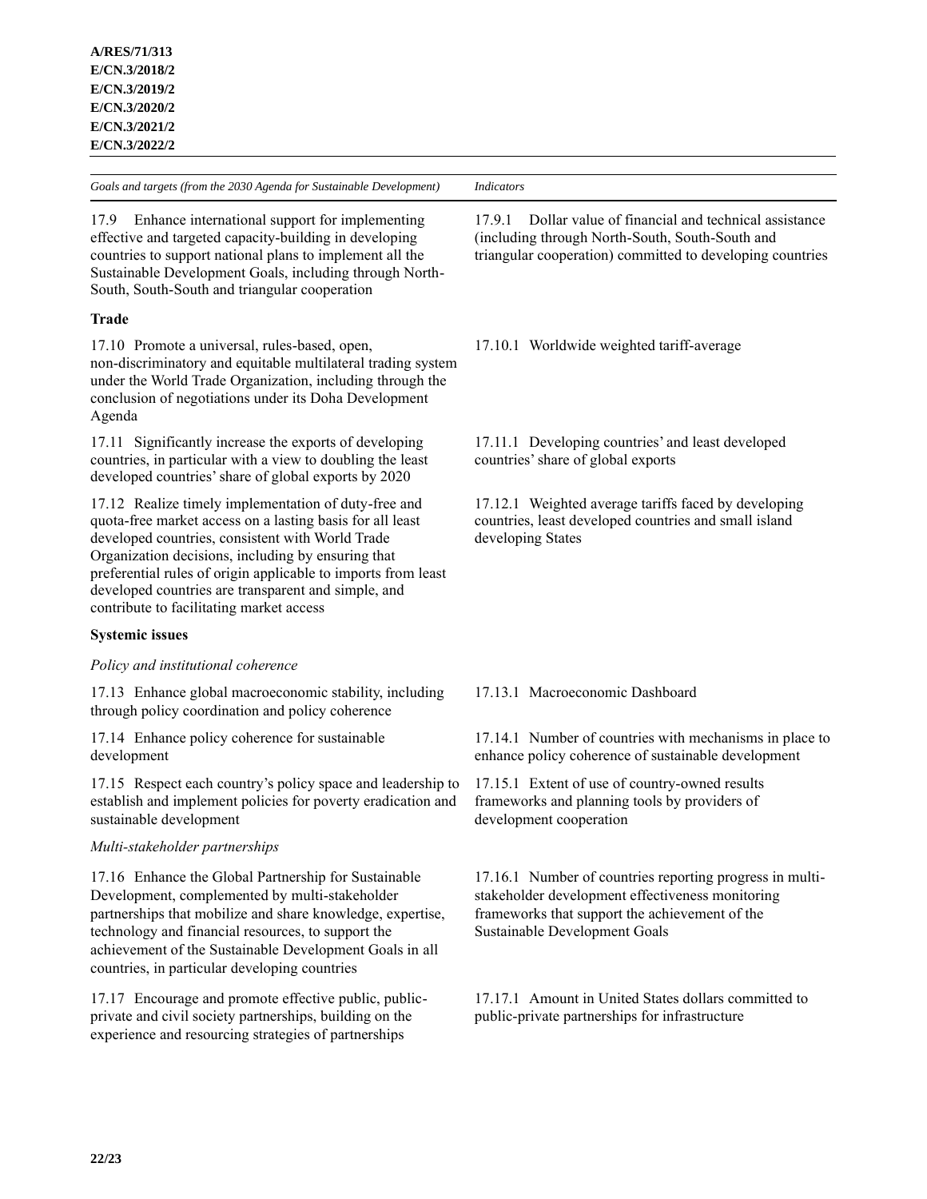| Goals and targets (from the 2030 Agenda for Sustainable Development) | Indicators |
|---|---|
| 17.9 Enhance international support for implementing effective and targeted capacity-building in developing countries to support national plans to implement all the Sustainable Development Goals, including through North-South, South-South and triangular cooperation | 17.9.1 Dollar value of financial and technical assistance (including through North-South, South-South and triangular cooperation) committed to developing countries |
| **Trade** | |
| 17.10 Promote a universal, rules-based, open, non-discriminatory and equitable multilateral trading system under the World Trade Organization, including through the conclusion of negotiations under its Doha Development Agenda | 17.10.1 Worldwide weighted tariff-average |
| 17.11 Significantly increase the exports of developing countries, in particular with a view to doubling the least developed countries' share of global exports by 2020 | 17.11.1 Developing countries' and least developed countries' share of global exports |
| 17.12 Realize timely implementation of duty-free and quota-free market access on a lasting basis for all least developed countries, consistent with World Trade Organization decisions, including by ensuring that preferential rules of origin applicable to imports from least developed countries are transparent and simple, and contribute to facilitating market access | 17.12.1 Weighted average tariffs faced by developing countries, least developed countries and small island developing States |
| **Systemic issues** | |
| *Policy and institutional coherence* | |
| 17.13 Enhance global macroeconomic stability, including through policy coordination and policy coherence | 17.13.1 Macroeconomic Dashboard |
| 17.14 Enhance policy coherence for sustainable development | 17.14.1 Number of countries with mechanisms in place to enhance policy coherence of sustainable development |
| 17.15 Respect each country's policy space and leadership to establish and implement policies for poverty eradication and sustainable development | 17.15.1 Extent of use of country-owned results frameworks and planning tools by providers of development cooperation |
| *Multi-stakeholder partnerships* | |
| 17.16 Enhance the Global Partnership for Sustainable Development, complemented by multi-stakeholder partnerships that mobilize and share knowledge, expertise, technology and financial resources, to support the achievement of the Sustainable Development Goals in all countries, in particular developing countries | 17.16.1 Number of countries reporting progress in multi-stakeholder development effectiveness monitoring frameworks that support the achievement of the Sustainable Development Goals |
| 17.17 Encourage and promote effective public, public-private and civil society partnerships, building on the experience and resourcing strategies of partnerships | 17.17.1 Amount in United States dollars committed to public-private partnerships for infrastructure |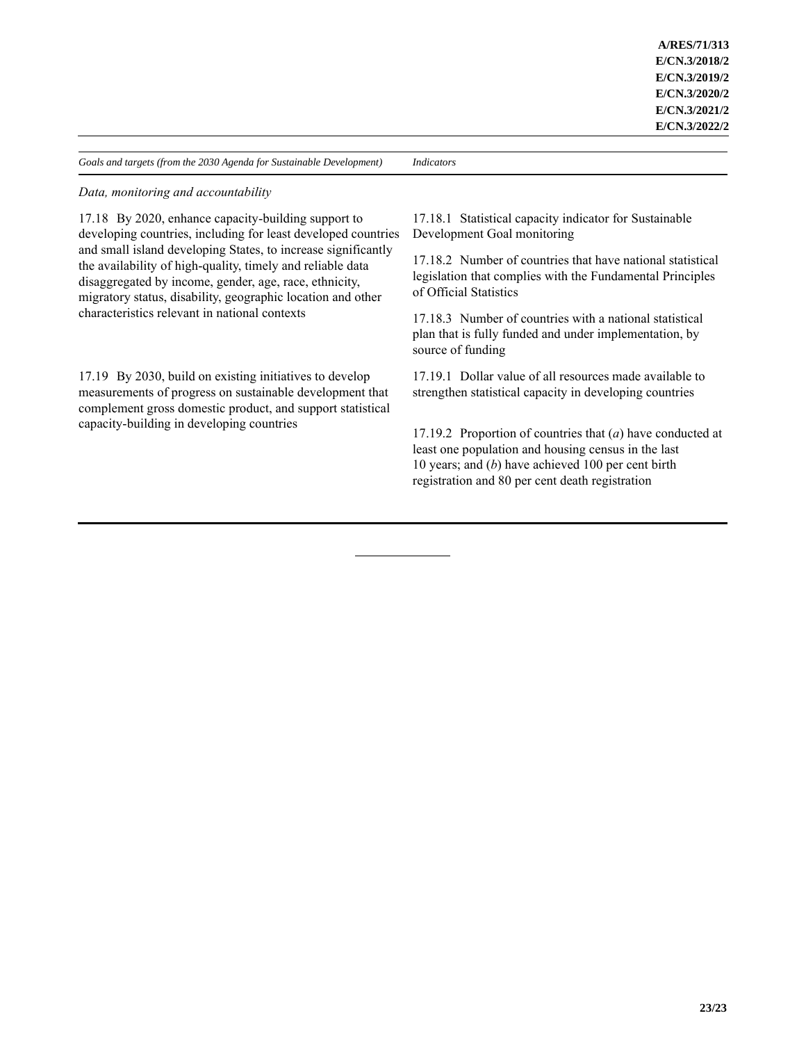| *Goals and targets (from the 2030 Agenda for Sustainable Development)* | *Indicators* |
| --- | --- |
| *Data, monitoring and accountability* | |
| 17.18 By 2020, enhance capacity-building support to developing countries, including for least developed countries and small island developing States, to increase significantly the availability of high-quality, timely and reliable data disaggregated by income, gender, age, race, ethnicity, migratory status, disability, geographic location and other characteristics relevant in national contexts | 17.18.1 Statistical capacity indicator for Sustainable Development Goal monitoring<br><br>17.18.2 Number of countries that have national statistical legislation that complies with the Fundamental Principles of Official Statistics<br><br>17.18.3 Number of countries with a national statistical plan that is fully funded and under implementation, by source of funding |
| 17.19 By 2030, build on existing initiatives to develop measurements of progress on sustainable development that complement gross domestic product, and support statistical capacity-building in developing countries | 17.19.1 Dollar value of all resources made available to strengthen statistical capacity in developing countries<br><br>17.19.2 Proportion of countries that (*a*) have conducted at least one population and housing census in the last 10 years; and (*b*) have achieved 100 per cent birth registration and 80 per cent death registration |